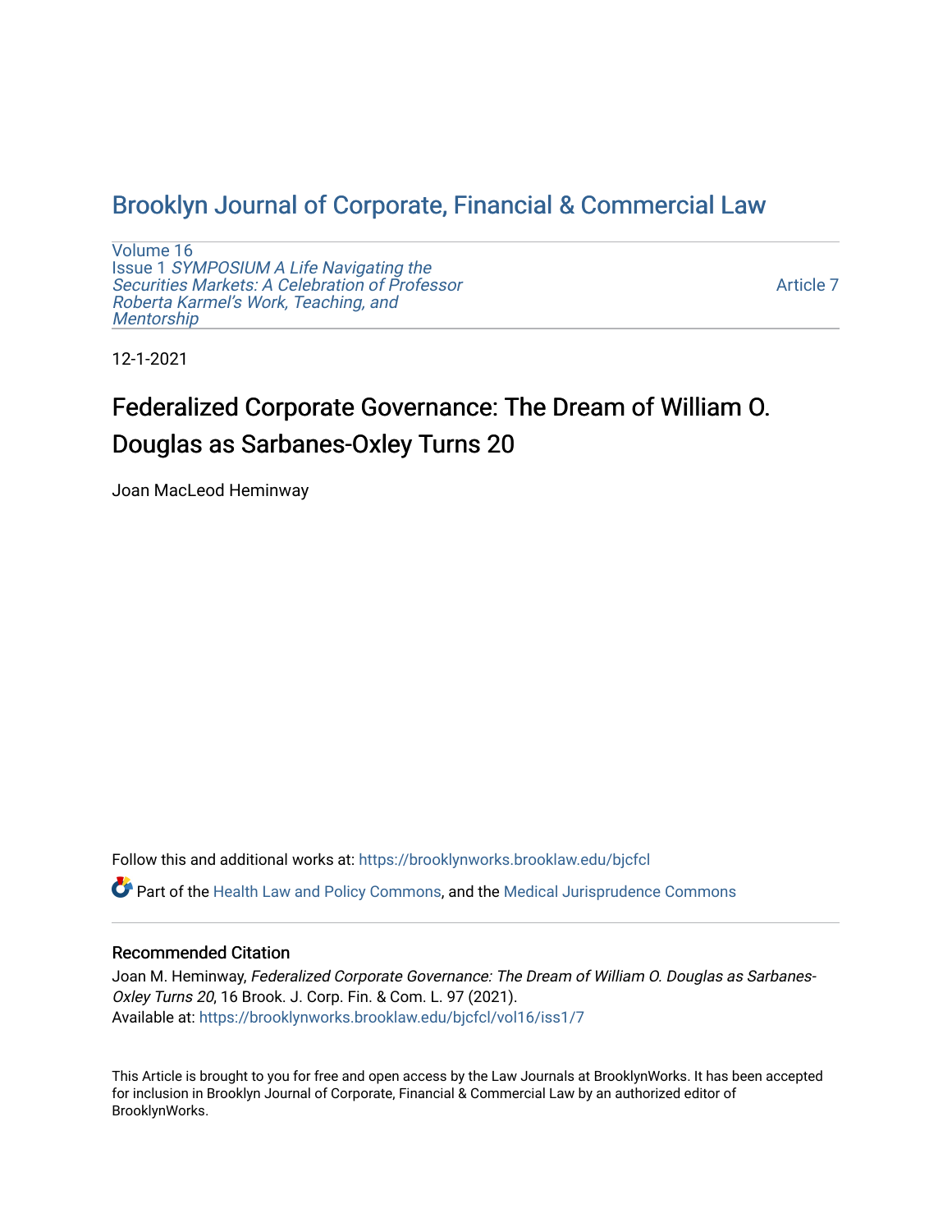# Brooklyn Journal of Corporate, Financial & Commercial Law

Volume 16
Issue 1 *SYMPOSIUM A Life Navigating the Securities Markets: A Celebration of Professor Roberta Karmel's Work, Teaching, and Mentorship*

Article 7

12-1-2021

## Federalized Corporate Governance: The Dream of William O. Douglas as Sarbanes-Oxley Turns 20

Joan MacLeod Heminway

Follow this and additional works at: https://brooklynworks.brooklaw.edu/bjcfcl

Part of the Health Law and Policy Commons, and the Medical Jurisprudence Commons

### Recommended Citation

Joan M. Heminway, *Federalized Corporate Governance: The Dream of William O. Douglas as Sarbanes-Oxley Turns 20*, 16 Brook. J. Corp. Fin. & Com. L. 97 (2021).
Available at: https://brooklynworks.brooklaw.edu/bjcfcl/vol16/iss1/7

This Article is brought to you for free and open access by the Law Journals at BrooklynWorks. It has been accepted for inclusion in Brooklyn Journal of Corporate, Financial & Commercial Law by an authorized editor of BrooklynWorks.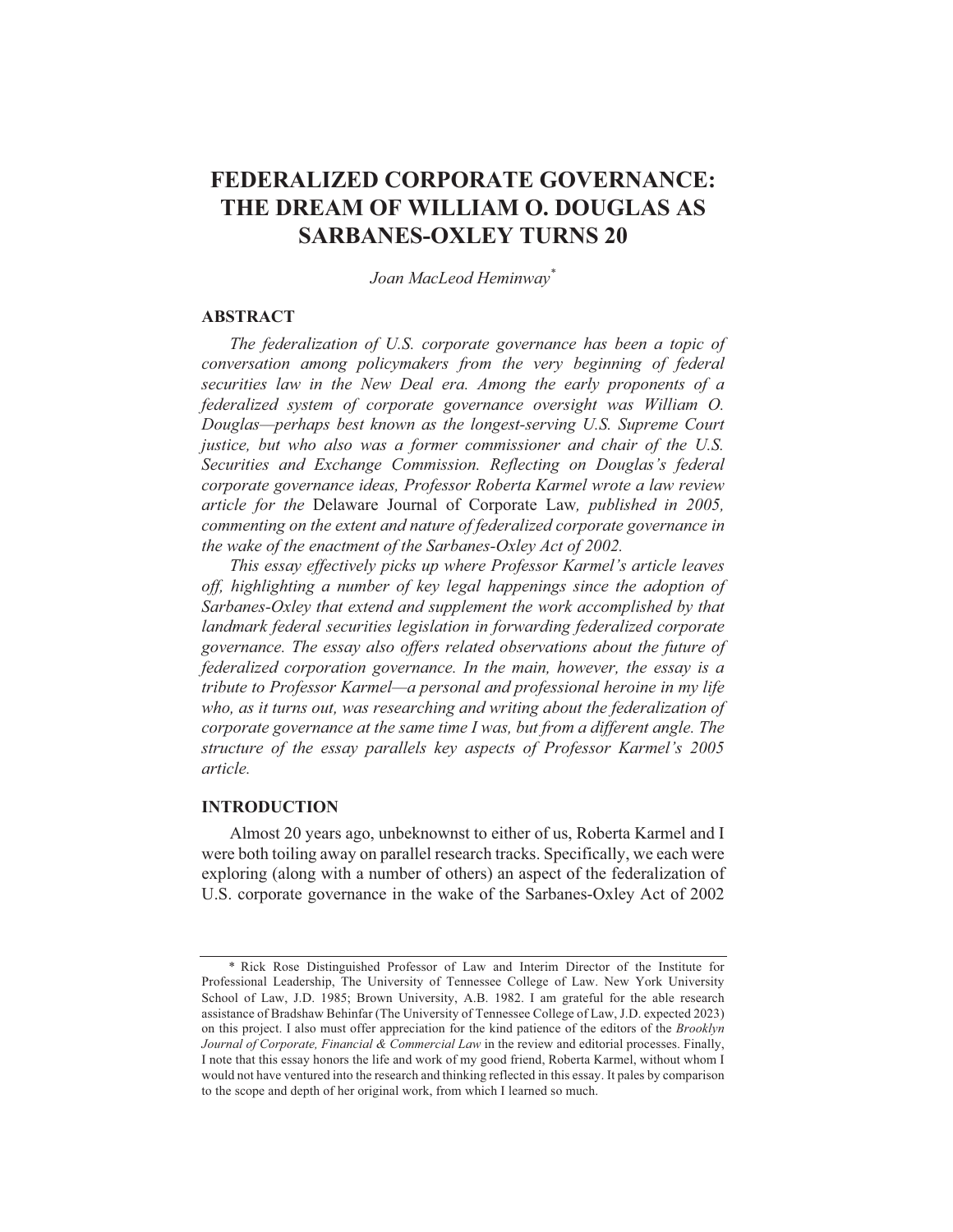# FEDERALIZED CORPORATE GOVERNANCE: THE DREAM OF WILLIAM O. DOUGLAS AS SARBANES-OXLEY TURNS 20

*Joan MacLeod Heminway*[*]

## ABSTRACT

*The federalization of U.S. corporate governance has been a topic of conversation among policymakers from the very beginning of federal securities law in the New Deal era. Among the early proponents of a federalized system of corporate governance oversight was William O. Douglas—perhaps best known as the longest-serving U.S. Supreme Court justice, but who also was a former commissioner and chair of the U.S. Securities and Exchange Commission. Reflecting on Douglas's federal corporate governance ideas, Professor Roberta Karmel wrote a law review article for the* Delaware Journal of Corporate Law*, published in 2005, commenting on the extent and nature of federalized corporate governance in the wake of the enactment of the Sarbanes-Oxley Act of 2002.*

*This essay effectively picks up where Professor Karmel's article leaves off, highlighting a number of key legal happenings since the adoption of Sarbanes-Oxley that extend and supplement the work accomplished by that landmark federal securities legislation in forwarding federalized corporate governance. The essay also offers related observations about the future of federalized corporation governance. In the main, however, the essay is a tribute to Professor Karmel—a personal and professional heroine in my life who, as it turns out, was researching and writing about the federalization of corporate governance at the same time I was, but from a different angle. The structure of the essay parallels key aspects of Professor Karmel's 2005 article.*

## INTRODUCTION

Almost 20 years ago, unbeknownst to either of us, Roberta Karmel and I were both toiling away on parallel research tracks. Specifically, we each were exploring (along with a number of others) an aspect of the federalization of U.S. corporate governance in the wake of the Sarbanes-Oxley Act of 2002

---

\* Rick Rose Distinguished Professor of Law and Interim Director of the Institute for Professional Leadership, The University of Tennessee College of Law. New York University School of Law, J.D. 1985; Brown University, A.B. 1982. I am grateful for the able research assistance of Bradshaw Behinfar (The University of Tennessee College of Law, J.D. expected 2023) on this project. I also must offer appreciation for the kind patience of the editors of the *Brooklyn Journal of Corporate, Financial & Commercial Law* in the review and editorial processes. Finally, I note that this essay honors the life and work of my good friend, Roberta Karmel, without whom I would not have ventured into the research and thinking reflected in this essay. It pales by comparison to the scope and depth of her original work, from which I learned so much.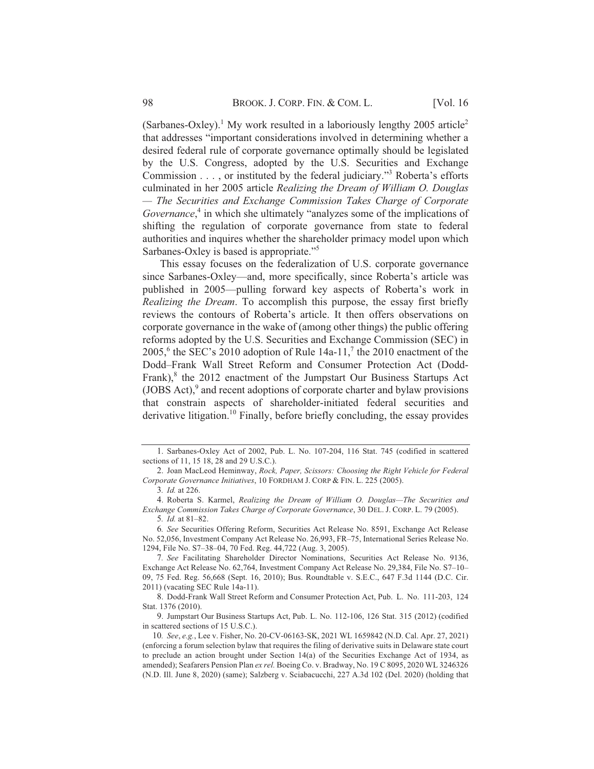(Sarbanes-Oxley).[1] My work resulted in a laboriously lengthy 2005 article[2] that addresses "important considerations involved in determining whether a desired federal rule of corporate governance optimally should be legislated by the U.S. Congress, adopted by the U.S. Securities and Exchange Commission . . . , or instituted by the federal judiciary."[3] Roberta's efforts culminated in her 2005 article *Realizing the Dream of William O. Douglas — The Securities and Exchange Commission Takes Charge of Corporate Governance*,[4] in which she ultimately "analyzes some of the implications of shifting the regulation of corporate governance from state to federal authorities and inquires whether the shareholder primacy model upon which Sarbanes-Oxley is based is appropriate."[5]

This essay focuses on the federalization of U.S. corporate governance since Sarbanes-Oxley—and, more specifically, since Roberta's article was published in 2005—pulling forward key aspects of Roberta's work in *Realizing the Dream*. To accomplish this purpose, the essay first briefly reviews the contours of Roberta's article. It then offers observations on corporate governance in the wake of (among other things) the public offering reforms adopted by the U.S. Securities and Exchange Commission (SEC) in 2005,[6] the SEC's 2010 adoption of Rule 14a-11,[7] the 2010 enactment of the Dodd–Frank Wall Street Reform and Consumer Protection Act (Dodd-Frank),[8] the 2012 enactment of the Jumpstart Our Business Startups Act (JOBS Act),[9] and recent adoptions of corporate charter and bylaw provisions that constrain aspects of shareholder-initiated federal securities and derivative litigation.[10] Finally, before briefly concluding, the essay provides

---

1. Sarbanes-Oxley Act of 2002, Pub. L. No. 107-204, 116 Stat. 745 (codified in scattered sections of 11, 15 18, 28 and 29 U.S.C.).

2. Joan MacLeod Heminway, *Rock, Paper, Scissors: Choosing the Right Vehicle for Federal Corporate Governance Initiatives*, 10 FORDHAM J. CORP & FIN. L. 225 (2005).

3. *Id.* at 226.

4. Roberta S. Karmel, *Realizing the Dream of William O. Douglas—The Securities and Exchange Commission Takes Charge of Corporate Governance*, 30 DEL. J. CORP. L. 79 (2005).

5. *Id.* at 81–82.

6. *See* Securities Offering Reform, Securities Act Release No. 8591, Exchange Act Release No. 52,056, Investment Company Act Release No. 26,993, FR–75, International Series Release No. 1294, File No. S7–38–04, 70 Fed. Reg. 44,722 (Aug. 3, 2005).

7. *See* Facilitating Shareholder Director Nominations, Securities Act Release No. 9136, Exchange Act Release No. 62,764, Investment Company Act Release No. 29,384, File No. S7–10–09, 75 Fed. Reg. 56,668 (Sept. 16, 2010); Bus. Roundtable v. S.E.C., 647 F.3d 1144 (D.C. Cir. 2011) (vacating SEC Rule 14a-11).

8. Dodd-Frank Wall Street Reform and Consumer Protection Act, Pub. L. No. 111-203, 124 Stat. 1376 (2010).

9. Jumpstart Our Business Startups Act, Pub. L. No. 112-106, 126 Stat. 315 (2012) (codified in scattered sections of 15 U.S.C.).

10. *See*, *e.g.*, Lee v. Fisher, No. 20-CV-06163-SK, 2021 WL 1659842 (N.D. Cal. Apr. 27, 2021) (enforcing a forum selection bylaw that requires the filing of derivative suits in Delaware state court to preclude an action brought under Section 14(a) of the Securities Exchange Act of 1934, as amended); Seafarers Pension Plan *ex rel.* Boeing Co. v. Bradway, No. 19 C 8095, 2020 WL 3246326 (N.D. Ill. June 8, 2020) (same); Salzberg v. Sciabacucchi, 227 A.3d 102 (Del. 2020) (holding that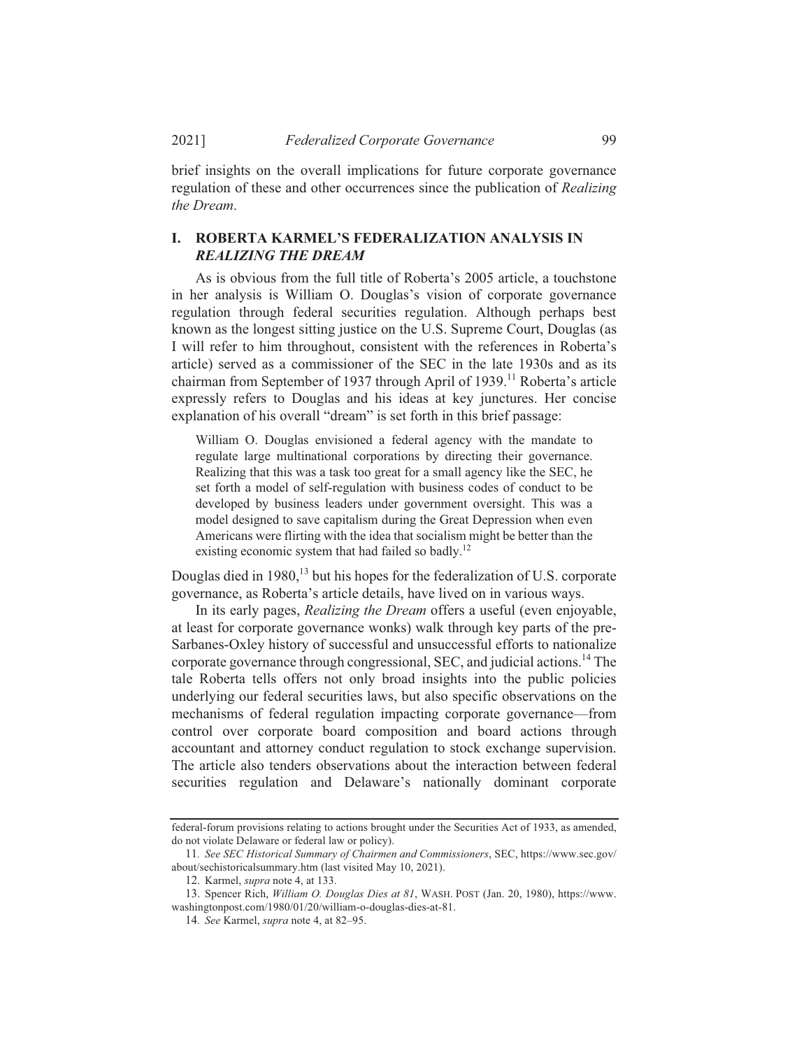brief insights on the overall implications for future corporate governance regulation of these and other occurrences since the publication of *Realizing the Dream*.

## I. ROBERTA KARMEL'S FEDERALIZATION ANALYSIS IN *REALIZING THE DREAM*

As is obvious from the full title of Roberta's 2005 article, a touchstone in her analysis is William O. Douglas's vision of corporate governance regulation through federal securities regulation. Although perhaps best known as the longest sitting justice on the U.S. Supreme Court, Douglas (as I will refer to him throughout, consistent with the references in Roberta's article) served as a commissioner of the SEC in the late 1930s and as its chairman from September of 1937 through April of 1939.[11] Roberta's article expressly refers to Douglas and his ideas at key junctures. Her concise explanation of his overall "dream" is set forth in this brief passage:

> William O. Douglas envisioned a federal agency with the mandate to regulate large multinational corporations by directing their governance. Realizing that this was a task too great for a small agency like the SEC, he set forth a model of self-regulation with business codes of conduct to be developed by business leaders under government oversight. This was a model designed to save capitalism during the Great Depression when even Americans were flirting with the idea that socialism might be better than the existing economic system that had failed so badly.[12]

Douglas died in 1980,[13] but his hopes for the federalization of U.S. corporate governance, as Roberta's article details, have lived on in various ways.

In its early pages, *Realizing the Dream* offers a useful (even enjoyable, at least for corporate governance wonks) walk through key parts of the pre-Sarbanes-Oxley history of successful and unsuccessful efforts to nationalize corporate governance through congressional, SEC, and judicial actions.[14] The tale Roberta tells offers not only broad insights into the public policies underlying our federal securities laws, but also specific observations on the mechanisms of federal regulation impacting corporate governance—from control over corporate board composition and board actions through accountant and attorney conduct regulation to stock exchange supervision. The article also tenders observations about the interaction between federal securities regulation and Delaware's nationally dominant corporate

---

federal-forum provisions relating to actions brought under the Securities Act of 1933, as amended, do not violate Delaware or federal law or policy).

11. *See SEC Historical Summary of Chairmen and Commissioners*, SEC, https://www.sec.gov/about/sechistoricalsummary.htm (last visited May 10, 2021).

12. Karmel, *supra* note 4, at 133.

13. Spencer Rich, *William O. Douglas Dies at 81*, WASH. POST (Jan. 20, 1980), https://www.washingtonpost.com/1980/01/20/william-o-douglas-dies-at-81.

14. *See* Karmel, *supra* note 4, at 82–95.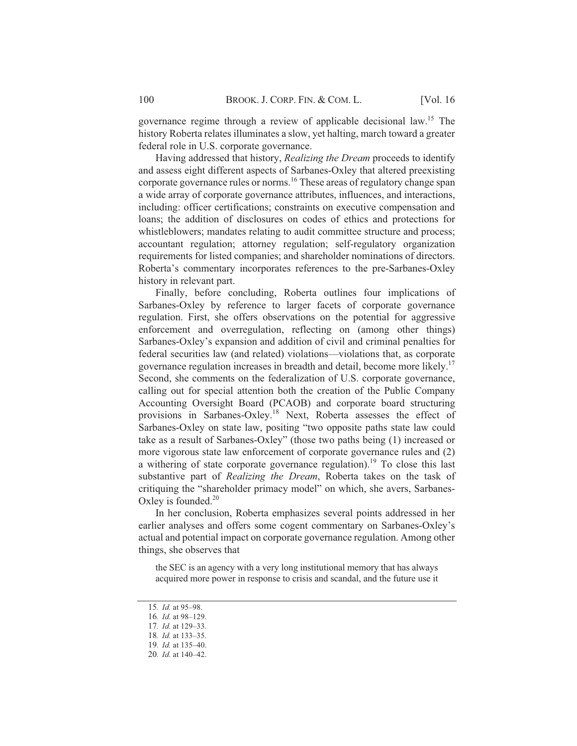governance regime through a review of applicable decisional law.[15] The history Roberta relates illuminates a slow, yet halting, march toward a greater federal role in U.S. corporate governance.

Having addressed that history, *Realizing the Dream* proceeds to identify and assess eight different aspects of Sarbanes-Oxley that altered preexisting corporate governance rules or norms.[16] These areas of regulatory change span a wide array of corporate governance attributes, influences, and interactions, including: officer certifications; constraints on executive compensation and loans; the addition of disclosures on codes of ethics and protections for whistleblowers; mandates relating to audit committee structure and process; accountant regulation; attorney regulation; self-regulatory organization requirements for listed companies; and shareholder nominations of directors. Roberta's commentary incorporates references to the pre-Sarbanes-Oxley history in relevant part.

Finally, before concluding, Roberta outlines four implications of Sarbanes-Oxley by reference to larger facets of corporate governance regulation. First, she offers observations on the potential for aggressive enforcement and overregulation, reflecting on (among other things) Sarbanes-Oxley's expansion and addition of civil and criminal penalties for federal securities law (and related) violations—violations that, as corporate governance regulation increases in breadth and detail, become more likely.[17] Second, she comments on the federalization of U.S. corporate governance, calling out for special attention both the creation of the Public Company Accounting Oversight Board (PCAOB) and corporate board structuring provisions in Sarbanes-Oxley.[18] Next, Roberta assesses the effect of Sarbanes-Oxley on state law, positing "two opposite paths state law could take as a result of Sarbanes-Oxley" (those two paths being (1) increased or more vigorous state law enforcement of corporate governance rules and (2) a withering of state corporate governance regulation).[19] To close this last substantive part of *Realizing the Dream*, Roberta takes on the task of critiquing the "shareholder primacy model" on which, she avers, Sarbanes-Oxley is founded.[20]

In her conclusion, Roberta emphasizes several points addressed in her earlier analyses and offers some cogent commentary on Sarbanes-Oxley's actual and potential impact on corporate governance regulation. Among other things, she observes that

> the SEC is an agency with a very long institutional memory that has always acquired more power in response to crisis and scandal, and the future use it

---

15. *Id.* at 95–98.
16. *Id.* at 98–129.
17. *Id.* at 129–33.
18. *Id.* at 133–35.
19. *Id.* at 135–40.
20. *Id.* at 140–42.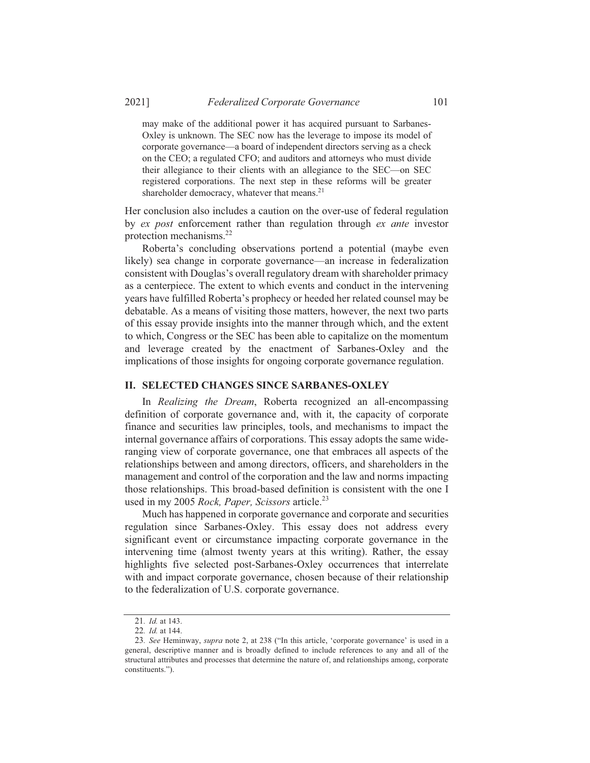may make of the additional power it has acquired pursuant to Sarbanes-Oxley is unknown. The SEC now has the leverage to impose its model of corporate governance—a board of independent directors serving as a check on the CEO; a regulated CFO; and auditors and attorneys who must divide their allegiance to their clients with an allegiance to the SEC—on SEC registered corporations. The next step in these reforms will be greater shareholder democracy, whatever that means.[21]

Her conclusion also includes a caution on the over-use of federal regulation by *ex post* enforcement rather than regulation through *ex ante* investor protection mechanisms.[22]

Roberta's concluding observations portend a potential (maybe even likely) sea change in corporate governance—an increase in federalization consistent with Douglas's overall regulatory dream with shareholder primacy as a centerpiece. The extent to which events and conduct in the intervening years have fulfilled Roberta's prophecy or heeded her related counsel may be debatable. As a means of visiting those matters, however, the next two parts of this essay provide insights into the manner through which, and the extent to which, Congress or the SEC has been able to capitalize on the momentum and leverage created by the enactment of Sarbanes-Oxley and the implications of those insights for ongoing corporate governance regulation.

## II. SELECTED CHANGES SINCE SARBANES-OXLEY

In *Realizing the Dream*, Roberta recognized an all-encompassing definition of corporate governance and, with it, the capacity of corporate finance and securities law principles, tools, and mechanisms to impact the internal governance affairs of corporations. This essay adopts the same wide-ranging view of corporate governance, one that embraces all aspects of the relationships between and among directors, officers, and shareholders in the management and control of the corporation and the law and norms impacting those relationships. This broad-based definition is consistent with the one I used in my 2005 *Rock, Paper, Scissors* article.[23]

Much has happened in corporate governance and corporate and securities regulation since Sarbanes-Oxley. This essay does not address every significant event or circumstance impacting corporate governance in the intervening time (almost twenty years at this writing). Rather, the essay highlights five selected post-Sarbanes-Oxley occurrences that interrelate with and impact corporate governance, chosen because of their relationship to the federalization of U.S. corporate governance.

---

21. *Id.* at 143.

22. *Id.* at 144.

23. *See* Heminway, *supra* note 2, at 238 ("In this article, 'corporate governance' is used in a general, descriptive manner and is broadly defined to include references to any and all of the structural attributes and processes that determine the nature of, and relationships among, corporate constituents.").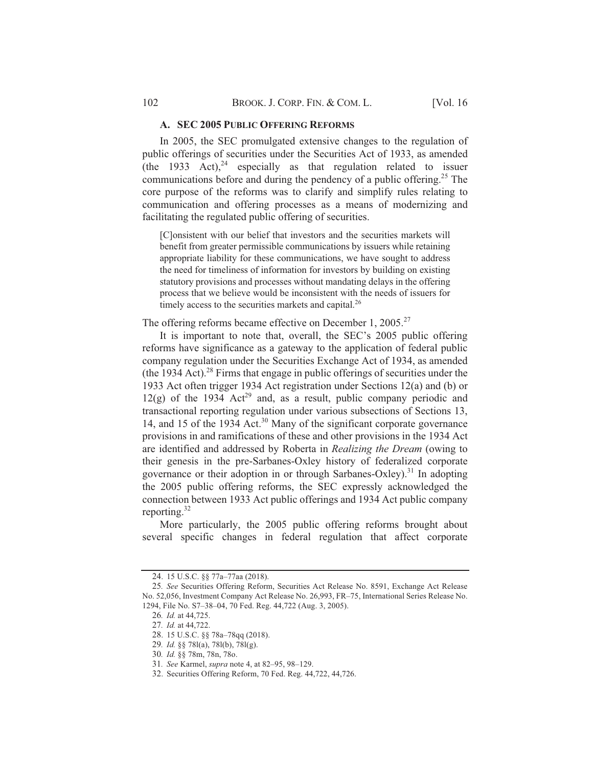### A. SEC 2005 PUBLIC OFFERING REFORMS

In 2005, the SEC promulgated extensive changes to the regulation of public offerings of securities under the Securities Act of 1933, as amended (the 1933 Act),[24] especially as that regulation related to issuer communications before and during the pendency of a public offering.[25] The core purpose of the reforms was to clarify and simplify rules relating to communication and offering processes as a means of modernizing and facilitating the regulated public offering of securities.

> [C]onsistent with our belief that investors and the securities markets will benefit from greater permissible communications by issuers while retaining appropriate liability for these communications, we have sought to address the need for timeliness of information for investors by building on existing statutory provisions and processes without mandating delays in the offering process that we believe would be inconsistent with the needs of issuers for timely access to the securities markets and capital.[26]

The offering reforms became effective on December 1, 2005.[27]

It is important to note that, overall, the SEC's 2005 public offering reforms have significance as a gateway to the application of federal public company regulation under the Securities Exchange Act of 1934, as amended (the 1934 Act).[28] Firms that engage in public offerings of securities under the 1933 Act often trigger 1934 Act registration under Sections 12(a) and (b) or 12(g) of the 1934 Act[29] and, as a result, public company periodic and transactional reporting regulation under various subsections of Sections 13, 14, and 15 of the 1934 Act.[30] Many of the significant corporate governance provisions in and ramifications of these and other provisions in the 1934 Act are identified and addressed by Roberta in *Realizing the Dream* (owing to their genesis in the pre-Sarbanes-Oxley history of federalized corporate governance or their adoption in or through Sarbanes-Oxley).[31] In adopting the 2005 public offering reforms, the SEC expressly acknowledged the connection between 1933 Act public offerings and 1934 Act public company reporting.[32]

More particularly, the 2005 public offering reforms brought about several specific changes in federal regulation that affect corporate

---

24. 15 U.S.C. §§ 77a–77aa (2018).

25. *See* Securities Offering Reform, Securities Act Release No. 8591, Exchange Act Release No. 52,056, Investment Company Act Release No. 26,993, FR–75, International Series Release No. 1294, File No. S7–38–04, 70 Fed. Reg. 44,722 (Aug. 3, 2005).

26. *Id.* at 44,725.

27. *Id.* at 44,722.

28. 15 U.S.C. §§ 78a–78qq (2018).

29. *Id.* §§ 78l(a), 78l(b), 78l(g).

30. *Id.* §§ 78m, 78n, 78o.

31. *See* Karmel, *supra* note 4, at 82–95, 98–129.

32. Securities Offering Reform, 70 Fed. Reg. 44,722, 44,726.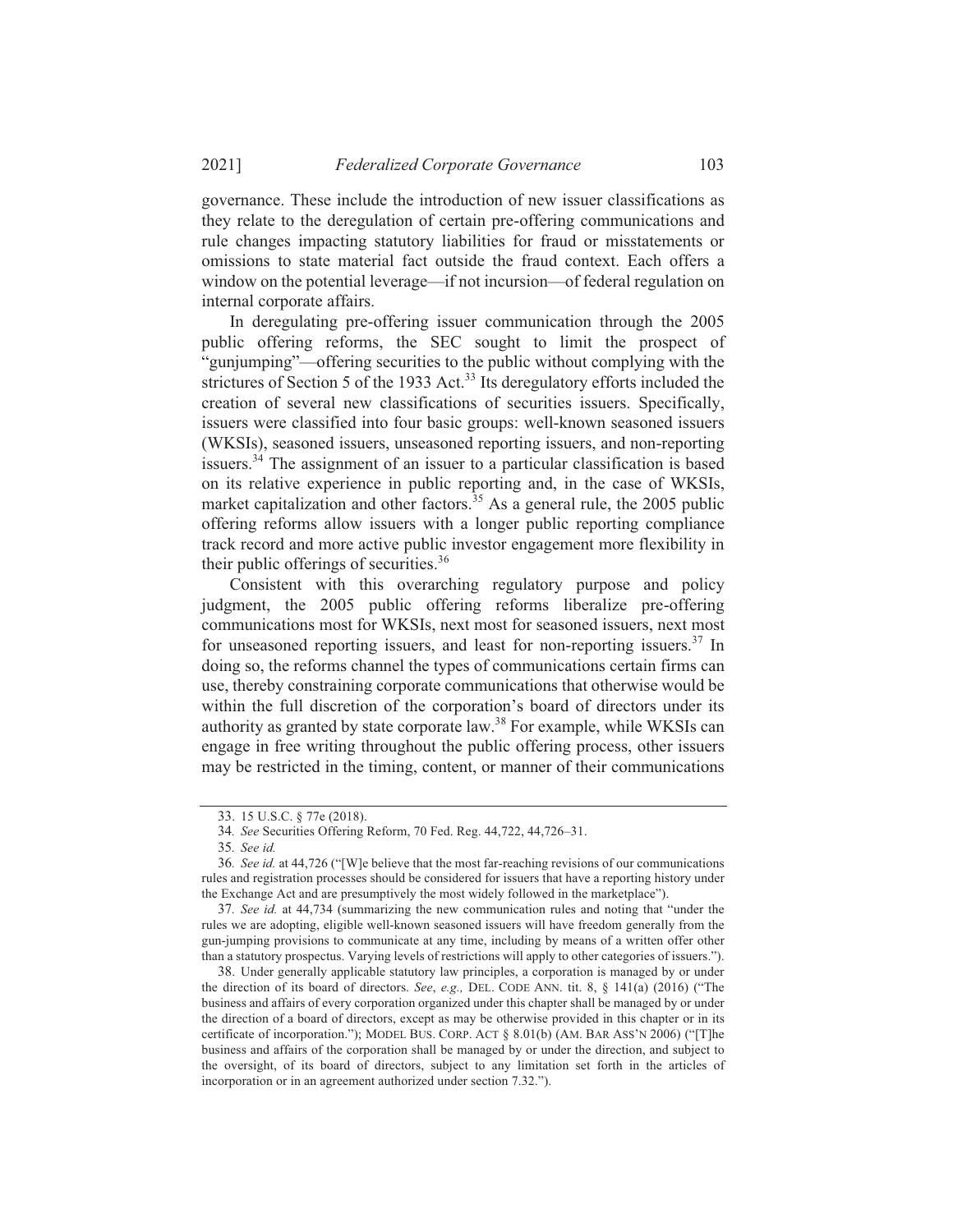governance. These include the introduction of new issuer classifications as they relate to the deregulation of certain pre-offering communications and rule changes impacting statutory liabilities for fraud or misstatements or omissions to state material fact outside the fraud context. Each offers a window on the potential leverage—if not incursion—of federal regulation on internal corporate affairs.

In deregulating pre-offering issuer communication through the 2005 public offering reforms, the SEC sought to limit the prospect of "gunjumping"—offering securities to the public without complying with the strictures of Section 5 of the 1933 Act.[33] Its deregulatory efforts included the creation of several new classifications of securities issuers. Specifically, issuers were classified into four basic groups: well-known seasoned issuers (WKSIs), seasoned issuers, unseasoned reporting issuers, and non-reporting issuers.[34] The assignment of an issuer to a particular classification is based on its relative experience in public reporting and, in the case of WKSIs, market capitalization and other factors.[35] As a general rule, the 2005 public offering reforms allow issuers with a longer public reporting compliance track record and more active public investor engagement more flexibility in their public offerings of securities.[36]

Consistent with this overarching regulatory purpose and policy judgment, the 2005 public offering reforms liberalize pre-offering communications most for WKSIs, next most for seasoned issuers, next most for unseasoned reporting issuers, and least for non-reporting issuers.[37] In doing so, the reforms channel the types of communications certain firms can use, thereby constraining corporate communications that otherwise would be within the full discretion of the corporation's board of directors under its authority as granted by state corporate law.[38] For example, while WKSIs can engage in free writing throughout the public offering process, other issuers may be restricted in the timing, content, or manner of their communications

---

33. 15 U.S.C. § 77e (2018).

34. *See* Securities Offering Reform, 70 Fed. Reg. 44,722, 44,726–31.

35. *See id.*

36. *See id.* at 44,726 ("[W]e believe that the most far-reaching revisions of our communications rules and registration processes should be considered for issuers that have a reporting history under the Exchange Act and are presumptively the most widely followed in the marketplace").

37. *See id.* at 44,734 (summarizing the new communication rules and noting that "under the rules we are adopting, eligible well-known seasoned issuers will have freedom generally from the gun-jumping provisions to communicate at any time, including by means of a written offer other than a statutory prospectus. Varying levels of restrictions will apply to other categories of issuers.").

38. Under generally applicable statutory law principles, a corporation is managed by or under the direction of its board of directors. *See*, *e.g.,* DEL. CODE ANN. tit. 8, § 141(a) (2016) ("The business and affairs of every corporation organized under this chapter shall be managed by or under the direction of a board of directors, except as may be otherwise provided in this chapter or in its certificate of incorporation."); MODEL BUS. CORP. ACT § 8.01(b) (AM. BAR ASS'N 2006) ("[T]he business and affairs of the corporation shall be managed by or under the direction, and subject to the oversight, of its board of directors, subject to any limitation set forth in the articles of incorporation or in an agreement authorized under section 7.32.").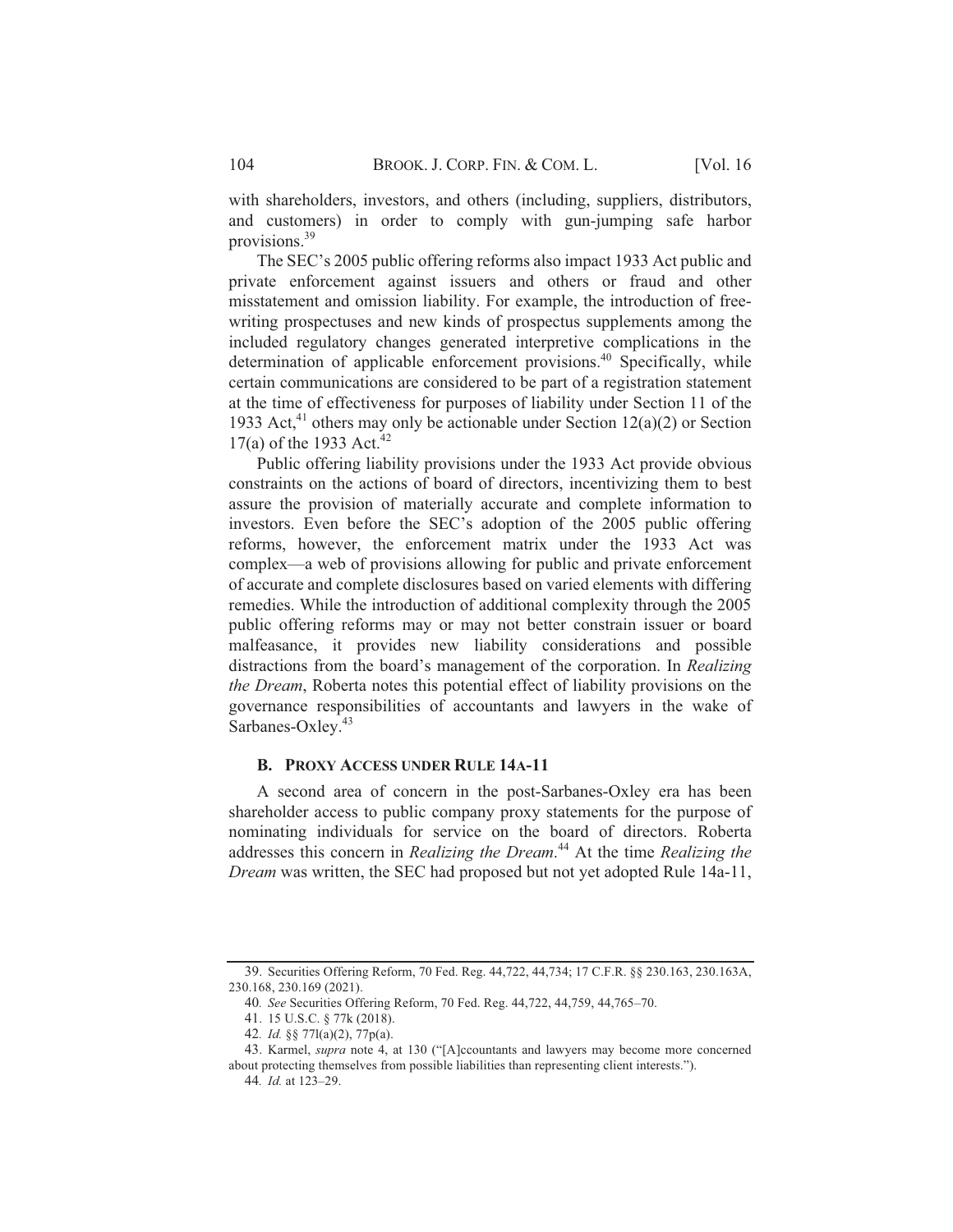with shareholders, investors, and others (including, suppliers, distributors, and customers) in order to comply with gun-jumping safe harbor provisions.[39]

The SEC's 2005 public offering reforms also impact 1933 Act public and private enforcement against issuers and others or fraud and other misstatement and omission liability. For example, the introduction of free-writing prospectuses and new kinds of prospectus supplements among the included regulatory changes generated interpretive complications in the determination of applicable enforcement provisions.[40] Specifically, while certain communications are considered to be part of a registration statement at the time of effectiveness for purposes of liability under Section 11 of the 1933 Act,[41] others may only be actionable under Section 12(a)(2) or Section 17(a) of the 1933 Act.[42]

Public offering liability provisions under the 1933 Act provide obvious constraints on the actions of board of directors, incentivizing them to best assure the provision of materially accurate and complete information to investors. Even before the SEC's adoption of the 2005 public offering reforms, however, the enforcement matrix under the 1933 Act was complex—a web of provisions allowing for public and private enforcement of accurate and complete disclosures based on varied elements with differing remedies. While the introduction of additional complexity through the 2005 public offering reforms may or may not better constrain issuer or board malfeasance, it provides new liability considerations and possible distractions from the board's management of the corporation. In *Realizing the Dream*, Roberta notes this potential effect of liability provisions on the governance responsibilities of accountants and lawyers in the wake of Sarbanes-Oxley.[43]

### B. PROXY ACCESS UNDER RULE 14A-11

A second area of concern in the post-Sarbanes-Oxley era has been shareholder access to public company proxy statements for the purpose of nominating individuals for service on the board of directors. Roberta addresses this concern in *Realizing the Dream*.[44] At the time *Realizing the Dream* was written, the SEC had proposed but not yet adopted Rule 14a-11,

---

39. Securities Offering Reform, 70 Fed. Reg. 44,722, 44,734; 17 C.F.R. §§ 230.163, 230.163A, 230.168, 230.169 (2021).

40. *See* Securities Offering Reform, 70 Fed. Reg. 44,722, 44,759, 44,765–70.

41. 15 U.S.C. § 77k (2018).

42. *Id.* §§ 77l(a)(2), 77p(a).

43. Karmel, *supra* note 4, at 130 ("[A]ccountants and lawyers may become more concerned about protecting themselves from possible liabilities than representing client interests.").

44. *Id.* at 123–29.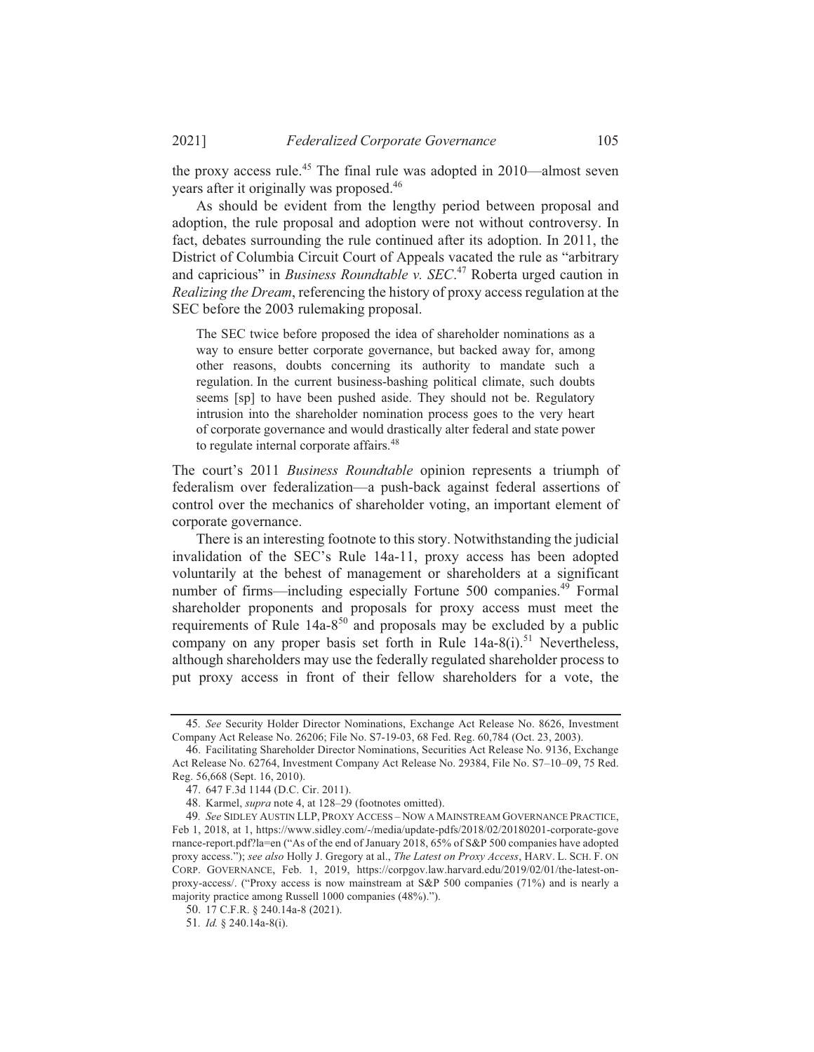the proxy access rule.[45] The final rule was adopted in 2010—almost seven years after it originally was proposed.[46]

As should be evident from the lengthy period between proposal and adoption, the rule proposal and adoption were not without controversy. In fact, debates surrounding the rule continued after its adoption. In 2011, the District of Columbia Circuit Court of Appeals vacated the rule as "arbitrary and capricious" in *Business Roundtable v. SEC*.[47] Roberta urged caution in *Realizing the Dream*, referencing the history of proxy access regulation at the SEC before the 2003 rulemaking proposal.

> The SEC twice before proposed the idea of shareholder nominations as a way to ensure better corporate governance, but backed away for, among other reasons, doubts concerning its authority to mandate such a regulation. In the current business-bashing political climate, such doubts seems [sp] to have been pushed aside. They should not be. Regulatory intrusion into the shareholder nomination process goes to the very heart of corporate governance and would drastically alter federal and state power to regulate internal corporate affairs.[48]

The court's 2011 *Business Roundtable* opinion represents a triumph of federalism over federalization—a push-back against federal assertions of control over the mechanics of shareholder voting, an important element of corporate governance.

There is an interesting footnote to this story. Notwithstanding the judicial invalidation of the SEC's Rule 14a-11, proxy access has been adopted voluntarily at the behest of management or shareholders at a significant number of firms—including especially Fortune 500 companies.[49] Formal shareholder proponents and proposals for proxy access must meet the requirements of Rule 14a-8[50] and proposals may be excluded by a public company on any proper basis set forth in Rule 14a-8(i).[51] Nevertheless, although shareholders may use the federally regulated shareholder process to put proxy access in front of their fellow shareholders for a vote, the

---

45. *See* Security Holder Director Nominations, Exchange Act Release No. 8626, Investment Company Act Release No. 26206; File No. S7-19-03, 68 Fed. Reg. 60,784 (Oct. 23, 2003).

46. Facilitating Shareholder Director Nominations, Securities Act Release No. 9136, Exchange Act Release No. 62764, Investment Company Act Release No. 29384, File No. S7–10–09, 75 Red. Reg. 56,668 (Sept. 16, 2010).

47. 647 F.3d 1144 (D.C. Cir. 2011).

48. Karmel, *supra* note 4, at 128–29 (footnotes omitted).

49. *See* SIDLEY AUSTIN LLP, PROXY ACCESS – NOW A MAINSTREAM GOVERNANCE PRACTICE, Feb 1, 2018, at 1, https://www.sidley.com/-/media/update-pdfs/2018/02/20180201-corporate-governance-report.pdf?la=en ("As of the end of January 2018, 65% of S&P 500 companies have adopted proxy access."); *see also* Holly J. Gregory at al., *The Latest on Proxy Access*, HARV. L. SCH. F. ON CORP. GOVERNANCE, Feb. 1, 2019, https://corpgov.law.harvard.edu/2019/02/01/the-latest-on-proxy-access/. ("Proxy access is now mainstream at S&P 500 companies (71%) and is nearly a majority practice among Russell 1000 companies (48%).").

50. 17 C.F.R. § 240.14a-8 (2021).

51. *Id.* § 240.14a-8(i).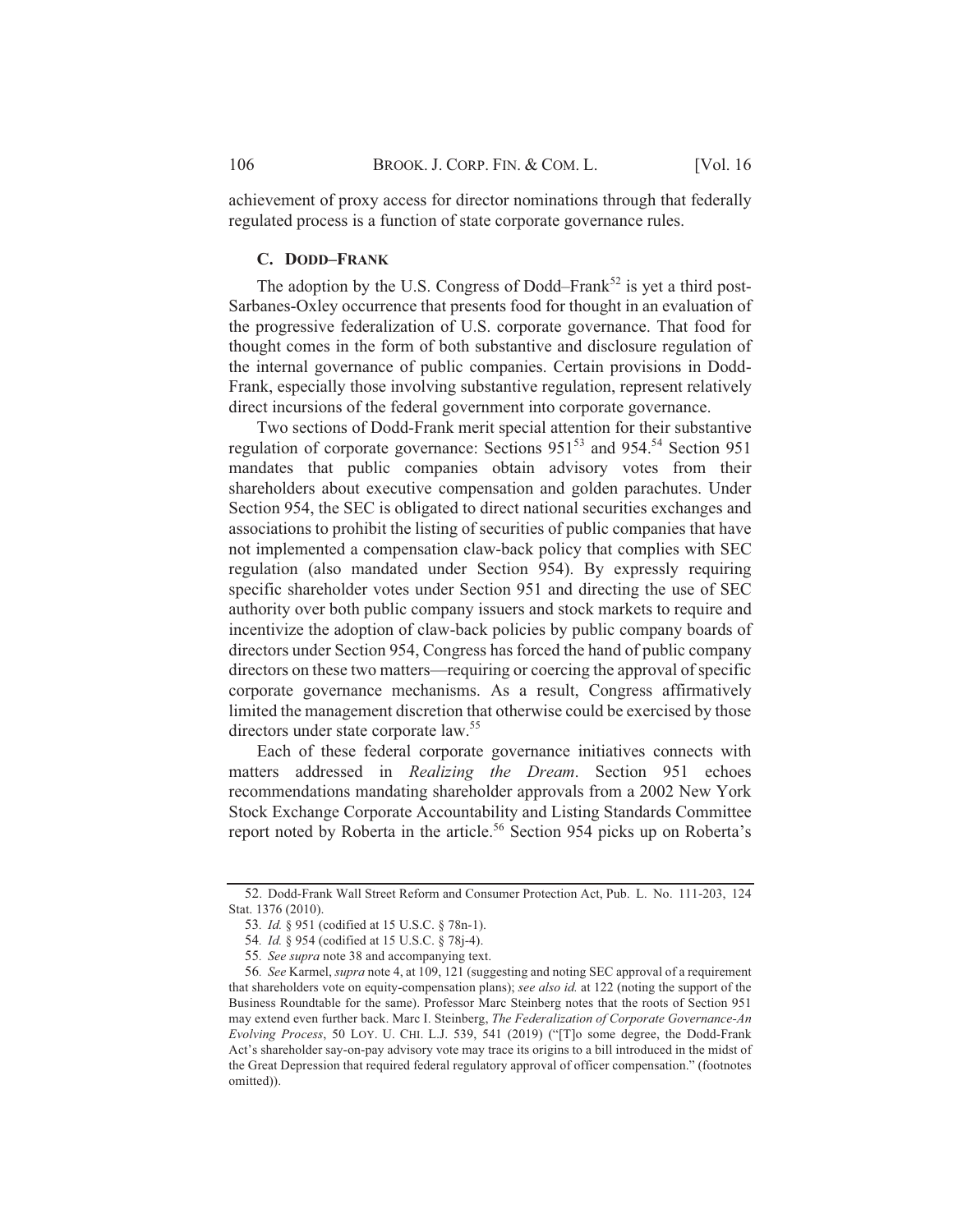achievement of proxy access for director nominations through that federally regulated process is a function of state corporate governance rules.

### C. DODD–FRANK

The adoption by the U.S. Congress of Dodd–Frank[52] is yet a third post-Sarbanes-Oxley occurrence that presents food for thought in an evaluation of the progressive federalization of U.S. corporate governance. That food for thought comes in the form of both substantive and disclosure regulation of the internal governance of public companies. Certain provisions in Dodd-Frank, especially those involving substantive regulation, represent relatively direct incursions of the federal government into corporate governance.

Two sections of Dodd-Frank merit special attention for their substantive regulation of corporate governance: Sections 951[53] and 954.[54] Section 951 mandates that public companies obtain advisory votes from their shareholders about executive compensation and golden parachutes. Under Section 954, the SEC is obligated to direct national securities exchanges and associations to prohibit the listing of securities of public companies that have not implemented a compensation claw-back policy that complies with SEC regulation (also mandated under Section 954). By expressly requiring specific shareholder votes under Section 951 and directing the use of SEC authority over both public company issuers and stock markets to require and incentivize the adoption of claw-back policies by public company boards of directors under Section 954, Congress has forced the hand of public company directors on these two matters—requiring or coercing the approval of specific corporate governance mechanisms. As a result, Congress affirmatively limited the management discretion that otherwise could be exercised by those directors under state corporate law.[55]

Each of these federal corporate governance initiatives connects with matters addressed in *Realizing the Dream*. Section 951 echoes recommendations mandating shareholder approvals from a 2002 New York Stock Exchange Corporate Accountability and Listing Standards Committee report noted by Roberta in the article.[56] Section 954 picks up on Roberta's

---

52. Dodd-Frank Wall Street Reform and Consumer Protection Act, Pub. L. No. 111-203, 124 Stat. 1376 (2010).

53. *Id.* § 951 (codified at 15 U.S.C. § 78n-1).

54. *Id.* § 954 (codified at 15 U.S.C. § 78j-4).

55. *See supra* note 38 and accompanying text.

56. *See* Karmel, *supra* note 4, at 109, 121 (suggesting and noting SEC approval of a requirement that shareholders vote on equity-compensation plans); *see also id.* at 122 (noting the support of the Business Roundtable for the same). Professor Marc Steinberg notes that the roots of Section 951 may extend even further back. Marc I. Steinberg, *The Federalization of Corporate Governance-An Evolving Process*, 50 LOY. U. CHI. L.J. 539, 541 (2019) ("[T]o some degree, the Dodd-Frank Act's shareholder say-on-pay advisory vote may trace its origins to a bill introduced in the midst of the Great Depression that required federal regulatory approval of officer compensation." (footnotes omitted)).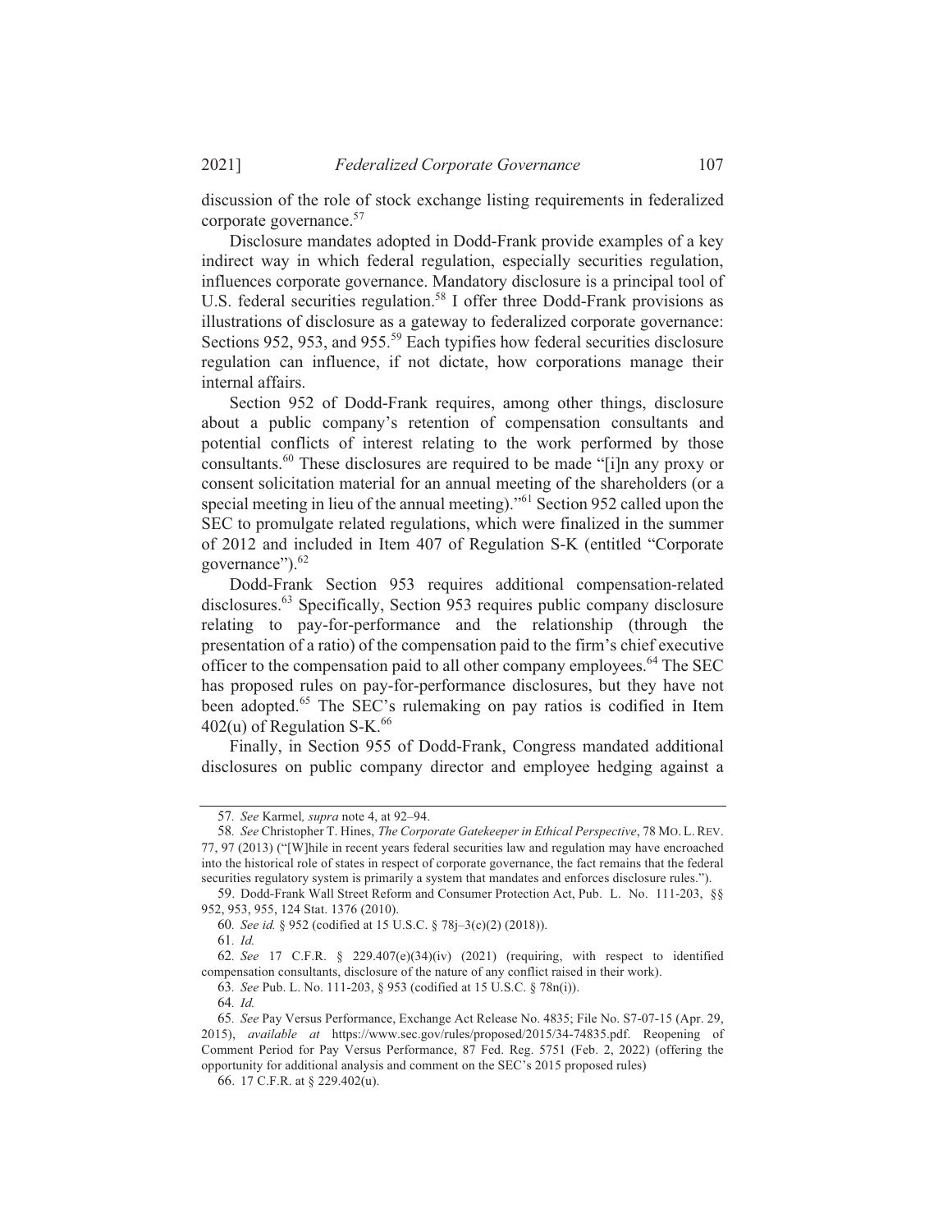discussion of the role of stock exchange listing requirements in federalized corporate governance.[57]

Disclosure mandates adopted in Dodd-Frank provide examples of a key indirect way in which federal regulation, especially securities regulation, influences corporate governance. Mandatory disclosure is a principal tool of U.S. federal securities regulation.[58] I offer three Dodd-Frank provisions as illustrations of disclosure as a gateway to federalized corporate governance: Sections 952, 953, and 955.[59] Each typifies how federal securities disclosure regulation can influence, if not dictate, how corporations manage their internal affairs.

Section 952 of Dodd-Frank requires, among other things, disclosure about a public company's retention of compensation consultants and potential conflicts of interest relating to the work performed by those consultants.[60] These disclosures are required to be made "[i]n any proxy or consent solicitation material for an annual meeting of the shareholders (or a special meeting in lieu of the annual meeting)."[61] Section 952 called upon the SEC to promulgate related regulations, which were finalized in the summer of 2012 and included in Item 407 of Regulation S-K (entitled "Corporate governance").[62]

Dodd-Frank Section 953 requires additional compensation-related disclosures.[63] Specifically, Section 953 requires public company disclosure relating to pay-for-performance and the relationship (through the presentation of a ratio) of the compensation paid to the firm's chief executive officer to the compensation paid to all other company employees.[64] The SEC has proposed rules on pay-for-performance disclosures, but they have not been adopted.[65] The SEC's rulemaking on pay ratios is codified in Item 402(u) of Regulation S-K.[66]

Finally, in Section 955 of Dodd-Frank, Congress mandated additional disclosures on public company director and employee hedging against a

---

57. *See* Karmel, *supra* note 4, at 92–94.

58. *See* Christopher T. Hines, *The Corporate Gatekeeper in Ethical Perspective*, 78 MO. L. REV. 77, 97 (2013) ("[W]hile in recent years federal securities law and regulation may have encroached into the historical role of states in respect of corporate governance, the fact remains that the federal securities regulatory system is primarily a system that mandates and enforces disclosure rules.").

59. Dodd-Frank Wall Street Reform and Consumer Protection Act, Pub. L. No. 111-203, §§ 952, 953, 955, 124 Stat. 1376 (2010).

60. *See id.* § 952 (codified at 15 U.S.C. § 78j–3(c)(2) (2018)).

61. *Id.*

62. *See* 17 C.F.R. § 229.407(e)(34)(iv) (2021) (requiring, with respect to identified compensation consultants, disclosure of the nature of any conflict raised in their work).

63. *See* Pub. L. No. 111-203, § 953 (codified at 15 U.S.C. § 78n(i)).

64. *Id.*

65. *See* Pay Versus Performance, Exchange Act Release No. 4835; File No. S7-07-15 (Apr. 29, 2015), *available at* https://www.sec.gov/rules/proposed/2015/34-74835.pdf. Reopening of Comment Period for Pay Versus Performance, 87 Fed. Reg. 5751 (Feb. 2, 2022) (offering the opportunity for additional analysis and comment on the SEC's 2015 proposed rules)

66. 17 C.F.R. at § 229.402(u).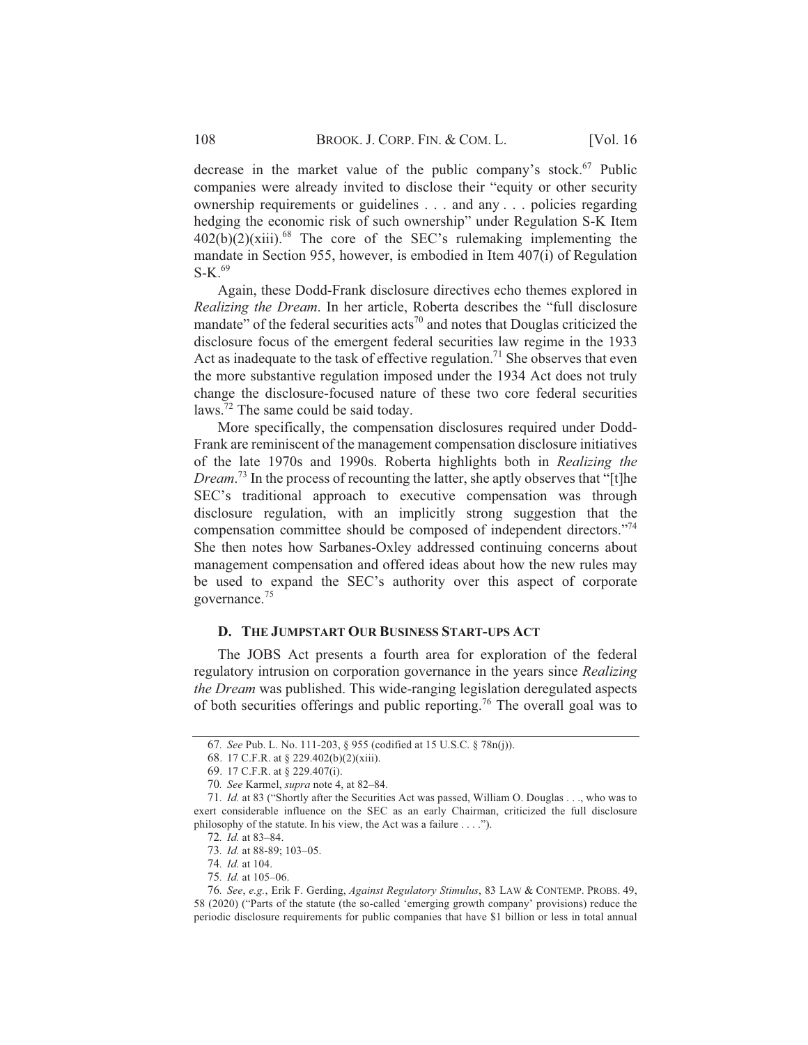decrease in the market value of the public company's stock.[67] Public companies were already invited to disclose their "equity or other security ownership requirements or guidelines . . . and any . . . policies regarding hedging the economic risk of such ownership" under Regulation S-K Item 402(b)(2)(xiii).[68] The core of the SEC's rulemaking implementing the mandate in Section 955, however, is embodied in Item 407(i) of Regulation S-K.[69]

Again, these Dodd-Frank disclosure directives echo themes explored in *Realizing the Dream*. In her article, Roberta describes the "full disclosure mandate" of the federal securities acts[70] and notes that Douglas criticized the disclosure focus of the emergent federal securities law regime in the 1933 Act as inadequate to the task of effective regulation.[71] She observes that even the more substantive regulation imposed under the 1934 Act does not truly change the disclosure-focused nature of these two core federal securities laws.[72] The same could be said today.

More specifically, the compensation disclosures required under Dodd-Frank are reminiscent of the management compensation disclosure initiatives of the late 1970s and 1990s. Roberta highlights both in *Realizing the Dream*.[73] In the process of recounting the latter, she aptly observes that "[t]he SEC's traditional approach to executive compensation was through disclosure regulation, with an implicitly strong suggestion that the compensation committee should be composed of independent directors."[74] She then notes how Sarbanes-Oxley addressed continuing concerns about management compensation and offered ideas about how the new rules may be used to expand the SEC's authority over this aspect of corporate governance.[75]

### D. THE JUMPSTART OUR BUSINESS START-UPS ACT

The JOBS Act presents a fourth area for exploration of the federal regulatory intrusion on corporation governance in the years since *Realizing the Dream* was published. This wide-ranging legislation deregulated aspects of both securities offerings and public reporting.[76] The overall goal was to

---

67. *See* Pub. L. No. 111-203, § 955 (codified at 15 U.S.C. § 78n(j)).

68. 17 C.F.R. at § 229.402(b)(2)(xiii).

69. 17 C.F.R. at § 229.407(i).

70. *See* Karmel, *supra* note 4, at 82–84.

71. *Id.* at 83 ("Shortly after the Securities Act was passed, William O. Douglas . . ., who was to exert considerable influence on the SEC as an early Chairman, criticized the full disclosure philosophy of the statute. In his view, the Act was a failure . . . .").

72. *Id.* at 83–84.

73. *Id.* at 88-89; 103–05.

74. *Id.* at 104.

75. *Id.* at 105–06.

76. *See*, *e.g.*, Erik F. Gerding, *Against Regulatory Stimulus*, 83 LAW & CONTEMP. PROBS. 49, 58 (2020) ("Parts of the statute (the so-called 'emerging growth company' provisions) reduce the periodic disclosure requirements for public companies that have $1 billion or less in total annual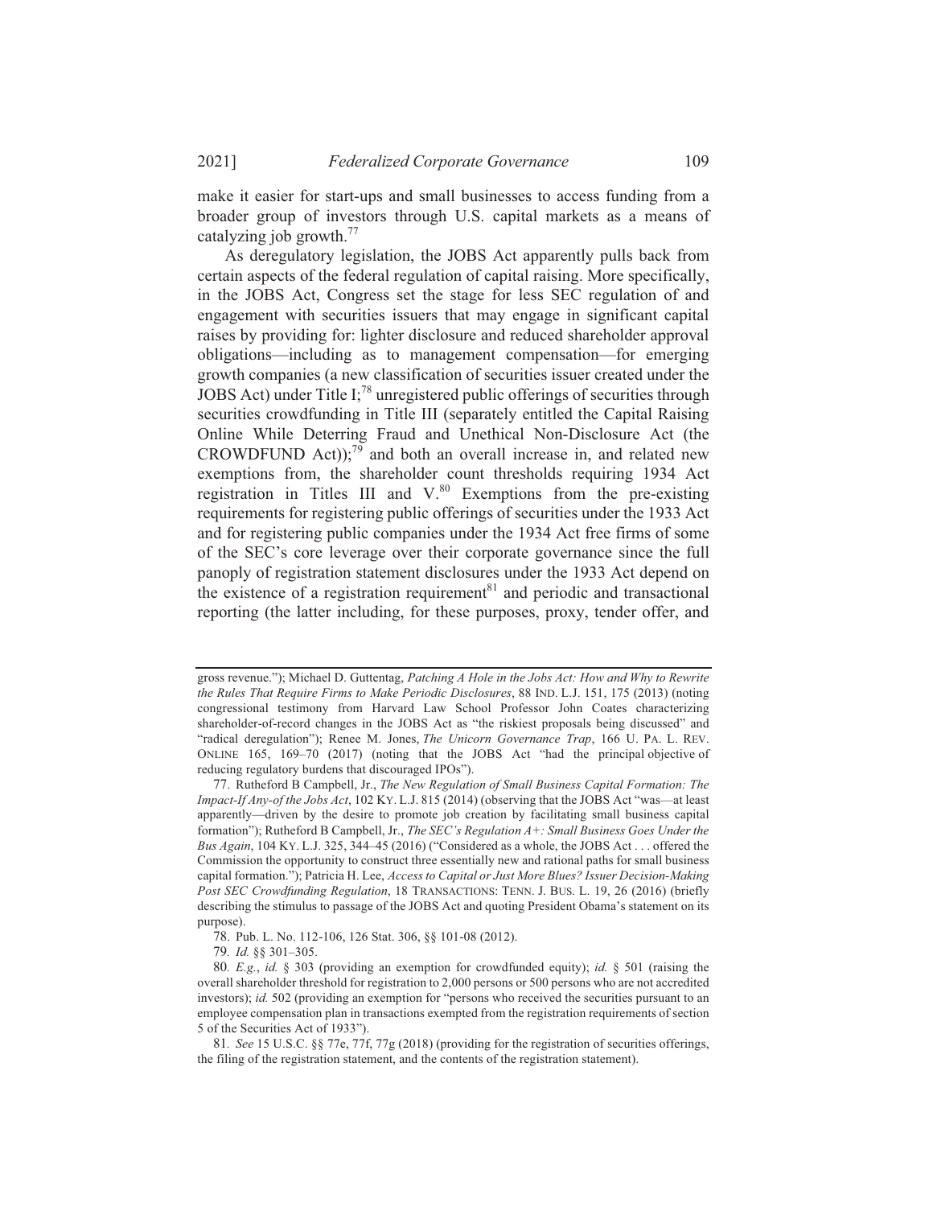make it easier for start-ups and small businesses to access funding from a broader group of investors through U.S. capital markets as a means of catalyzing job growth.[77]

As deregulatory legislation, the JOBS Act apparently pulls back from certain aspects of the federal regulation of capital raising. More specifically, in the JOBS Act, Congress set the stage for less SEC regulation of and engagement with securities issuers that may engage in significant capital raises by providing for: lighter disclosure and reduced shareholder approval obligations—including as to management compensation—for emerging growth companies (a new classification of securities issuer created under the JOBS Act) under Title I;[78] unregistered public offerings of securities through securities crowdfunding in Title III (separately entitled the Capital Raising Online While Deterring Fraud and Unethical Non-Disclosure Act (the CROWDFUND Act));[79] and both an overall increase in, and related new exemptions from, the shareholder count thresholds requiring 1934 Act registration in Titles III and V.[80] Exemptions from the pre-existing requirements for registering public offerings of securities under the 1933 Act and for registering public companies under the 1934 Act free firms of some of the SEC's core leverage over their corporate governance since the full panoply of registration statement disclosures under the 1933 Act depend on the existence of a registration requirement[81] and periodic and transactional reporting (the latter including, for these purposes, proxy, tender offer, and

---

gross revenue."); Michael D. Guttentag, *Patching A Hole in the Jobs Act: How and Why to Rewrite the Rules That Require Firms to Make Periodic Disclosures*, 88 IND. L.J. 151, 175 (2013) (noting congressional testimony from Harvard Law School Professor John Coates characterizing shareholder-of-record changes in the JOBS Act as "the riskiest proposals being discussed" and "radical deregulation"); Renee M. Jones, *The Unicorn Governance Trap*, 166 U. PA. L. REV. ONLINE 165, 169–70 (2017) (noting that the JOBS Act "had the principal objective of reducing regulatory burdens that discouraged IPOs").

77. Rutheford B Campbell, Jr., *The New Regulation of Small Business Capital Formation: The Impact-If Any-of the Jobs Act*, 102 KY. L.J. 815 (2014) (observing that the JOBS Act "was—at least apparently—driven by the desire to promote job creation by facilitating small business capital formation"); Rutheford B Campbell, Jr., *The SEC's Regulation A+: Small Business Goes Under the Bus Again*, 104 KY. L.J. 325, 344–45 (2016) ("Considered as a whole, the JOBS Act . . . offered the Commission the opportunity to construct three essentially new and rational paths for small business capital formation."); Patricia H. Lee, *Access to Capital or Just More Blues? Issuer Decision-Making Post SEC Crowdfunding Regulation*, 18 TRANSACTIONS: TENN. J. BUS. L. 19, 26 (2016) (briefly describing the stimulus to passage of the JOBS Act and quoting President Obama's statement on its purpose).

78. Pub. L. No. 112-106, 126 Stat. 306, §§ 101-08 (2012).

79. *Id.* §§ 301–305.

80. *E.g.*, *id.* § 303 (providing an exemption for crowdfunded equity); *id.* § 501 (raising the overall shareholder threshold for registration to 2,000 persons or 500 persons who are not accredited investors); *id.* 502 (providing an exemption for "persons who received the securities pursuant to an employee compensation plan in transactions exempted from the registration requirements of section 5 of the Securities Act of 1933").

81. *See* 15 U.S.C. §§ 77e, 77f, 77g (2018) (providing for the registration of securities offerings, the filing of the registration statement, and the contents of the registration statement).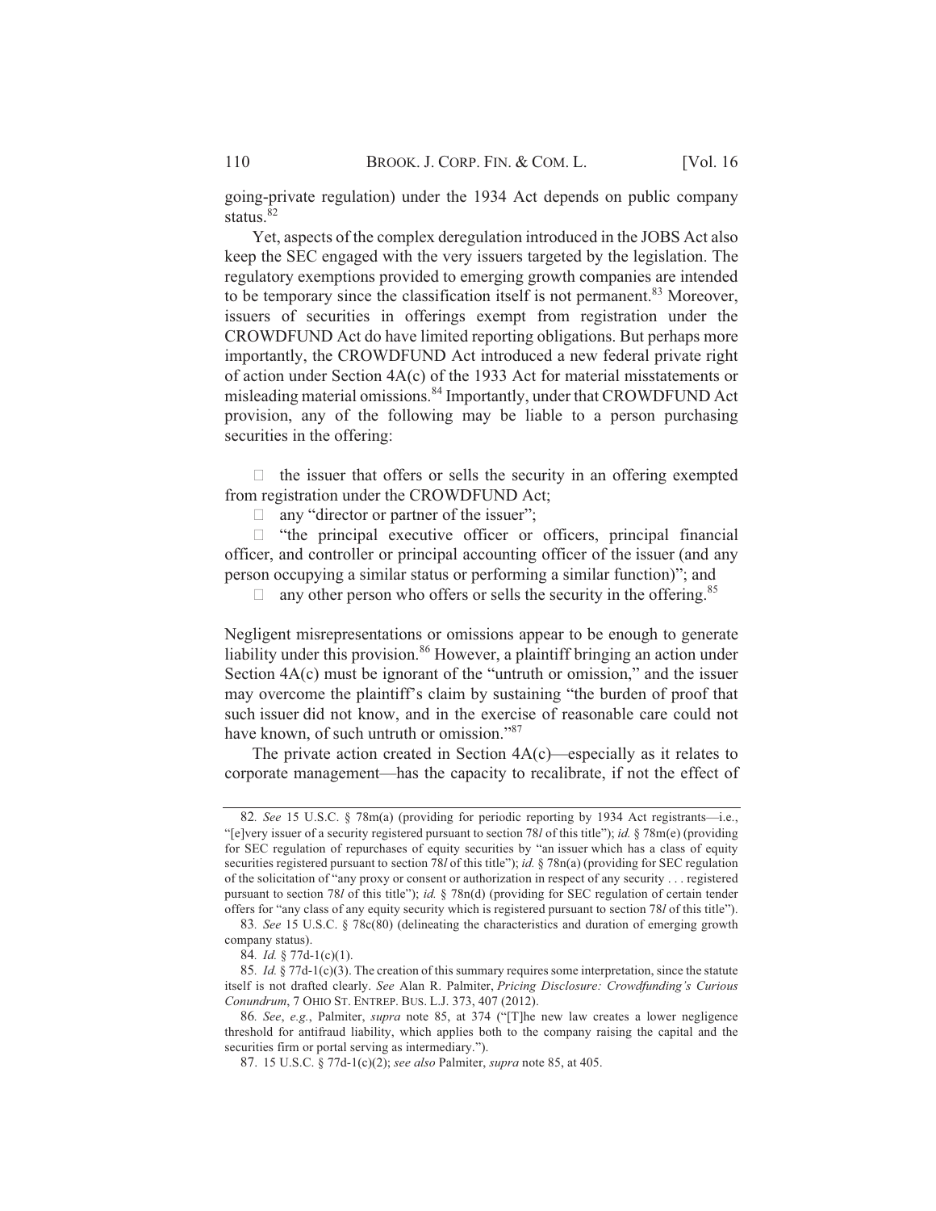going-private regulation) under the 1934 Act depends on public company status.[82]

Yet, aspects of the complex deregulation introduced in the JOBS Act also keep the SEC engaged with the very issuers targeted by the legislation. The regulatory exemptions provided to emerging growth companies are intended to be temporary since the classification itself is not permanent.[83] Moreover, issuers of securities in offerings exempt from registration under the CROWDFUND Act do have limited reporting obligations. But perhaps more importantly, the CROWDFUND Act introduced a new federal private right of action under Section 4A(c) of the 1933 Act for material misstatements or misleading material omissions.[84] Importantly, under that CROWDFUND Act provision, any of the following may be liable to a person purchasing securities in the offering:

- the issuer that offers or sells the security in an offering exempted from registration under the CROWDFUND Act;
- any "director or partner of the issuer";
- "the principal executive officer or officers, principal financial officer, and controller or principal accounting officer of the issuer (and any person occupying a similar status or performing a similar function)"; and
- any other person who offers or sells the security in the offering.[85]

Negligent misrepresentations or omissions appear to be enough to generate liability under this provision.[86] However, a plaintiff bringing an action under Section 4A(c) must be ignorant of the "untruth or omission," and the issuer may overcome the plaintiff's claim by sustaining "the burden of proof that such issuer did not know, and in the exercise of reasonable care could not have known, of such untruth or omission."[87]

The private action created in Section 4A(c)—especially as it relates to corporate management—has the capacity to recalibrate, if not the effect of

---

82. *See* 15 U.S.C. § 78m(a) (providing for periodic reporting by 1934 Act registrants—i.e., "[e]very issuer of a security registered pursuant to section 78*l* of this title"); *id.* § 78m(e) (providing for SEC regulation of repurchases of equity securities by "an issuer which has a class of equity securities registered pursuant to section 78*l* of this title"); *id.* § 78n(a) (providing for SEC regulation of the solicitation of "any proxy or consent or authorization in respect of any security . . . registered pursuant to section 78*l* of this title"); *id.* § 78n(d) (providing for SEC regulation of certain tender offers for "any class of any equity security which is registered pursuant to section 78*l* of this title").

83. *See* 15 U.S.C. § 78c(80) (delineating the characteristics and duration of emerging growth company status).

84. *Id.* § 77d-1(c)(1).

85. *Id.* § 77d-1(c)(3). The creation of this summary requires some interpretation, since the statute itself is not drafted clearly. *See* Alan R. Palmiter, *Pricing Disclosure: Crowdfunding's Curious Conundrum*, 7 OHIO ST. ENTREP. BUS. L.J. 373, 407 (2012).

86. *See*, *e.g.*, Palmiter, *supra* note 85, at 374 ("[T]he new law creates a lower negligence threshold for antifraud liability, which applies both to the company raising the capital and the securities firm or portal serving as intermediary.").

87. 15 U.S.C. § 77d-1(c)(2); *see also* Palmiter, *supra* note 85, at 405.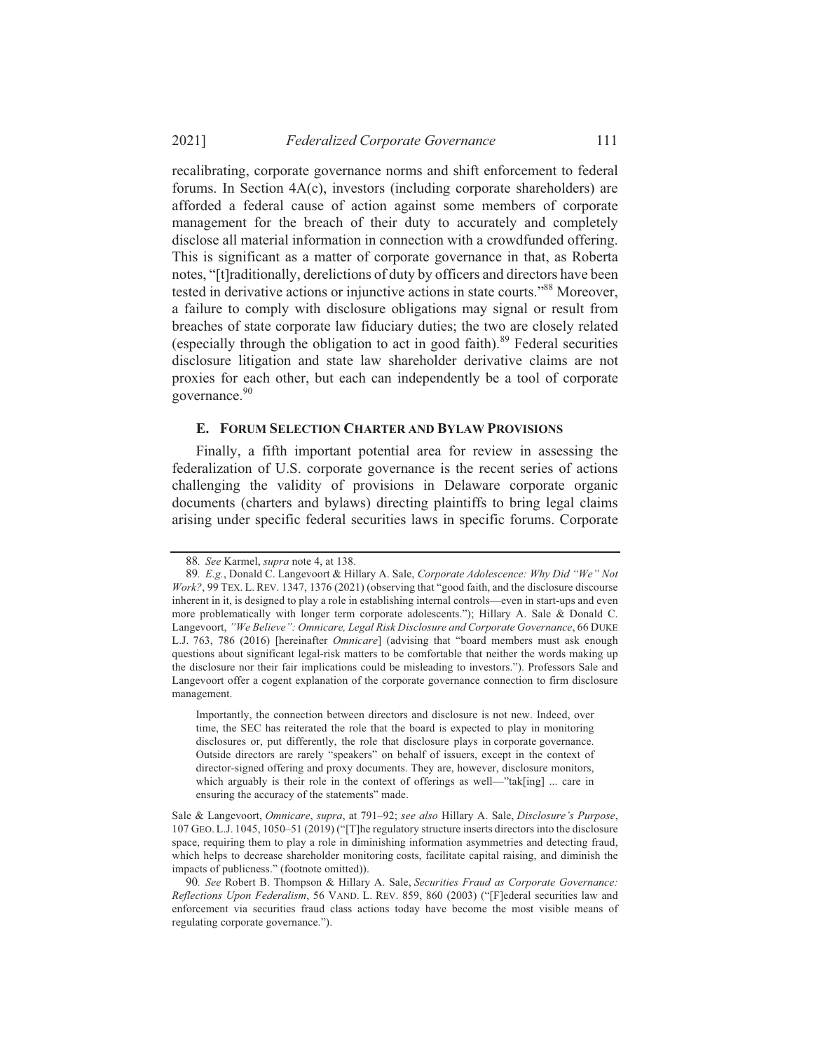recalibrating, corporate governance norms and shift enforcement to federal forums. In Section 4A(c), investors (including corporate shareholders) are afforded a federal cause of action against some members of corporate management for the breach of their duty to accurately and completely disclose all material information in connection with a crowdfunded offering. This is significant as a matter of corporate governance in that, as Roberta notes, "[t]raditionally, derelictions of duty by officers and directors have been tested in derivative actions or injunctive actions in state courts."[88] Moreover, a failure to comply with disclosure obligations may signal or result from breaches of state corporate law fiduciary duties; the two are closely related (especially through the obligation to act in good faith).[89] Federal securities disclosure litigation and state law shareholder derivative claims are not proxies for each other, but each can independently be a tool of corporate governance.[90]

### E. Forum Selection Charter and Bylaw Provisions

Finally, a fifth important potential area for review in assessing the federalization of U.S. corporate governance is the recent series of actions challenging the validity of provisions in Delaware corporate organic documents (charters and bylaws) directing plaintiffs to bring legal claims arising under specific federal securities laws in specific forums. Corporate

---

88. *See* Karmel, *supra* note 4, at 138.

89. *E.g.*, Donald C. Langevoort & Hillary A. Sale, *Corporate Adolescence: Why Did "We" Not Work?*, 99 TEX. L. REV. 1347, 1376 (2021) (observing that "good faith, and the disclosure discourse inherent in it, is designed to play a role in establishing internal controls—even in start-ups and even more problematically with longer term corporate adolescents."); Hillary A. Sale & Donald C. Langevoort, *"We Believe": Omnicare, Legal Risk Disclosure and Corporate Governance*, 66 DUKE L.J. 763, 786 (2016) [hereinafter *Omnicare*] (advising that "board members must ask enough questions about significant legal-risk matters to be comfortable that neither the words making up the disclosure nor their fair implications could be misleading to investors."). Professors Sale and Langevoort offer a cogent explanation of the corporate governance connection to firm disclosure management.

> Importantly, the connection between directors and disclosure is not new. Indeed, over time, the SEC has reiterated the role that the board is expected to play in monitoring disclosures or, put differently, the role that disclosure plays in corporate governance. Outside directors are rarely "speakers" on behalf of issuers, except in the context of director-signed offering and proxy documents. They are, however, disclosure monitors, which arguably is their role in the context of offerings as well—"tak[ing] ... care in ensuring the accuracy of the statements" made.

Sale & Langevoort, *Omnicare*, *supra*, at 791–92; *see also* Hillary A. Sale, *Disclosure's Purpose*, 107 GEO. L.J. 1045, 1050–51 (2019) ("[T]he regulatory structure inserts directors into the disclosure space, requiring them to play a role in diminishing information asymmetries and detecting fraud, which helps to decrease shareholder monitoring costs, facilitate capital raising, and diminish the impacts of publicness." (footnote omitted)).

90. *See* Robert B. Thompson & Hillary A. Sale, *Securities Fraud as Corporate Governance: Reflections Upon Federalism*, 56 VAND. L. REV. 859, 860 (2003) ("[F]ederal securities law and enforcement via securities fraud class actions today have become the most visible means of regulating corporate governance.").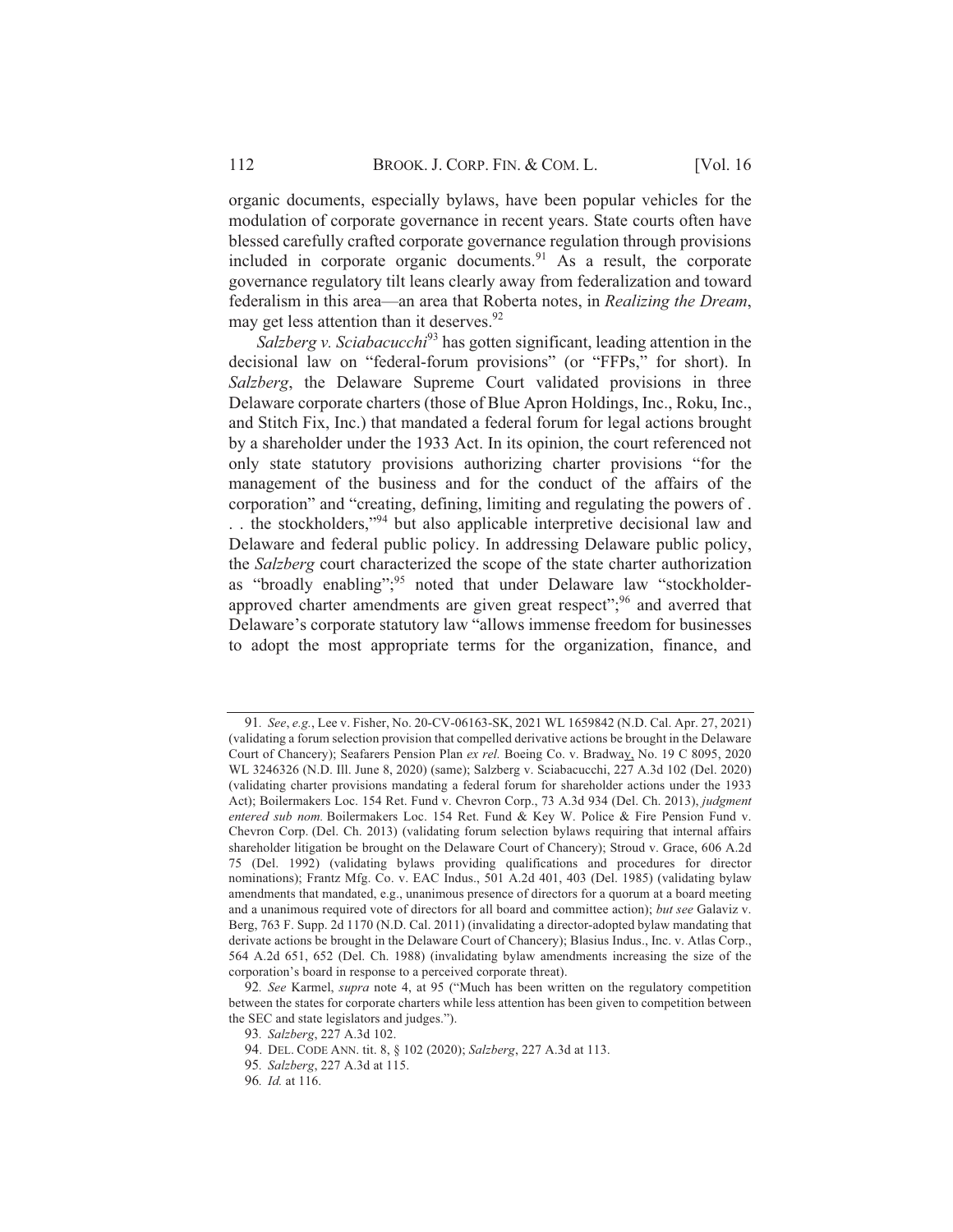organic documents, especially bylaws, have been popular vehicles for the modulation of corporate governance in recent years. State courts often have blessed carefully crafted corporate governance regulation through provisions included in corporate organic documents.[91] As a result, the corporate governance regulatory tilt leans clearly away from federalization and toward federalism in this area—an area that Roberta notes, in *Realizing the Dream*, may get less attention than it deserves.[92]

*Salzberg v. Sciabacucchi*[93] has gotten significant, leading attention in the decisional law on "federal-forum provisions" (or "FFPs," for short). In *Salzberg*, the Delaware Supreme Court validated provisions in three Delaware corporate charters (those of Blue Apron Holdings, Inc., Roku, Inc., and Stitch Fix, Inc.) that mandated a federal forum for legal actions brought by a shareholder under the 1933 Act. In its opinion, the court referenced not only state statutory provisions authorizing charter provisions "for the management of the business and for the conduct of the affairs of the corporation" and "creating, defining, limiting and regulating the powers of . . . the stockholders,"[94] but also applicable interpretive decisional law and Delaware and federal public policy. In addressing Delaware public policy, the *Salzberg* court characterized the scope of the state charter authorization as "broadly enabling";[95] noted that under Delaware law "stockholder-approved charter amendments are given great respect";[96] and averred that Delaware's corporate statutory law "allows immense freedom for businesses to adopt the most appropriate terms for the organization, finance, and

---

91. *See*, *e.g.*, Lee v. Fisher, No. 20-CV-06163-SK, 2021 WL 1659842 (N.D. Cal. Apr. 27, 2021) (validating a forum selection provision that compelled derivative actions be brought in the Delaware Court of Chancery); Seafarers Pension Plan *ex rel.* Boeing Co. v. Bradway, No. 19 C 8095, 2020 WL 3246326 (N.D. Ill. June 8, 2020) (same); Salzberg v. Sciabacucchi, 227 A.3d 102 (Del. 2020) (validating charter provisions mandating a federal forum for shareholder actions under the 1933 Act); Boilermakers Loc. 154 Ret. Fund v. Chevron Corp., 73 A.3d 934 (Del. Ch. 2013), *judgment entered sub nom.* Boilermakers Loc. 154 Ret. Fund & Key W. Police & Fire Pension Fund v. Chevron Corp. (Del. Ch. 2013) (validating forum selection bylaws requiring that internal affairs shareholder litigation be brought on the Delaware Court of Chancery); Stroud v. Grace, 606 A.2d 75 (Del. 1992) (validating bylaws providing qualifications and procedures for director nominations); Frantz Mfg. Co. v. EAC Indus., 501 A.2d 401, 403 (Del. 1985) (validating bylaw amendments that mandated, e.g., unanimous presence of directors for a quorum at a board meeting and a unanimous required vote of directors for all board and committee action); *but see* Galaviz v. Berg, 763 F. Supp. 2d 1170 (N.D. Cal. 2011) (invalidating a director-adopted bylaw mandating that derivate actions be brought in the Delaware Court of Chancery); Blasius Indus., Inc. v. Atlas Corp., 564 A.2d 651, 652 (Del. Ch. 1988) (invalidating bylaw amendments increasing the size of the corporation's board in response to a perceived corporate threat).

92. *See* Karmel, *supra* note 4, at 95 ("Much has been written on the regulatory competition between the states for corporate charters while less attention has been given to competition between the SEC and state legislators and judges.").

93. *Salzberg*, 227 A.3d 102.

94. DEL. CODE ANN. tit. 8, § 102 (2020); *Salzberg*, 227 A.3d at 113.

95. *Salzberg*, 227 A.3d at 115.

96. *Id.* at 116.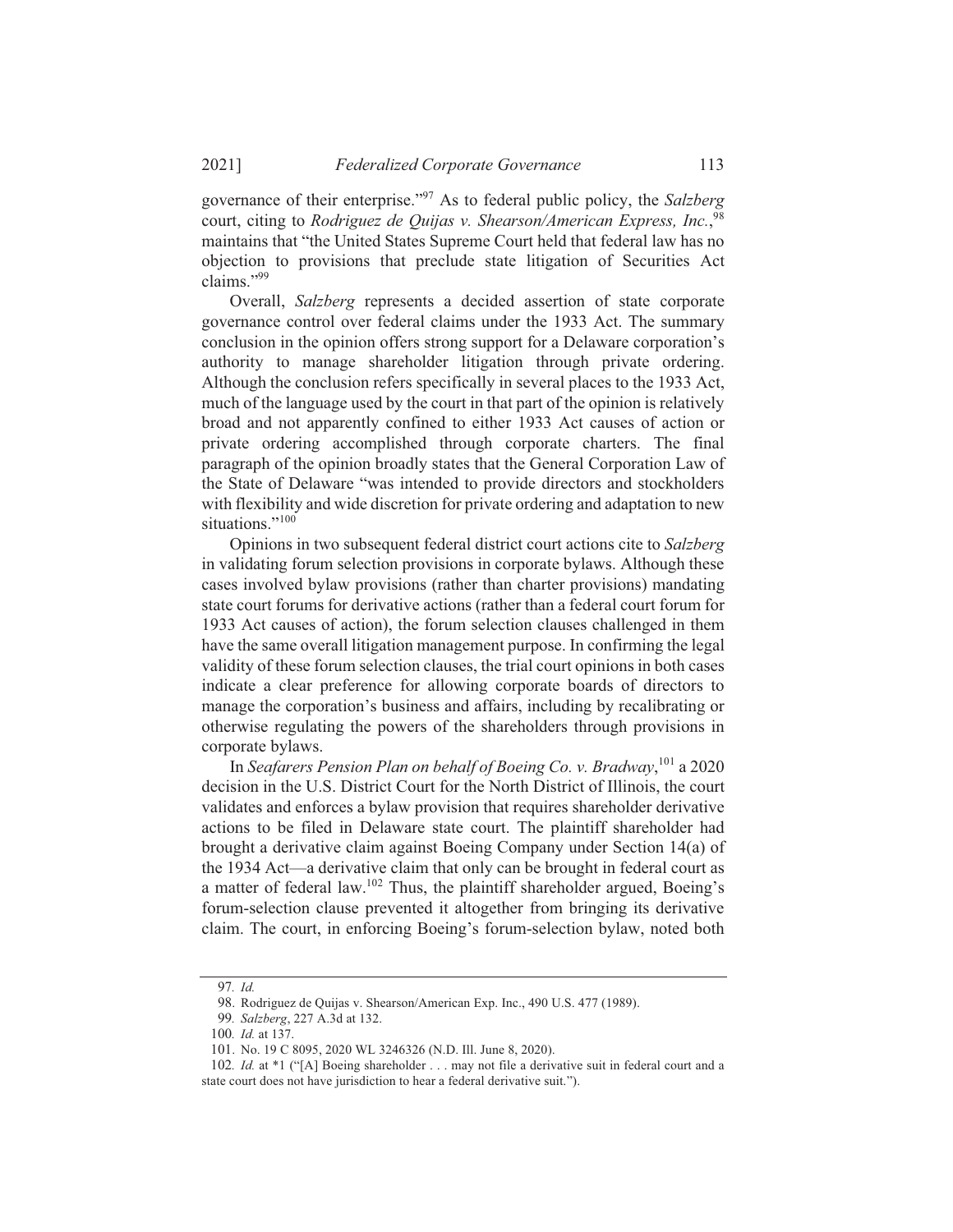governance of their enterprise."[97] As to federal public policy, the *Salzberg* court, citing to *Rodriguez de Quijas v. Shearson/American Express, Inc.*,[98] maintains that "the United States Supreme Court held that federal law has no objection to provisions that preclude state litigation of Securities Act claims."[99]

Overall, *Salzberg* represents a decided assertion of state corporate governance control over federal claims under the 1933 Act. The summary conclusion in the opinion offers strong support for a Delaware corporation's authority to manage shareholder litigation through private ordering. Although the conclusion refers specifically in several places to the 1933 Act, much of the language used by the court in that part of the opinion is relatively broad and not apparently confined to either 1933 Act causes of action or private ordering accomplished through corporate charters. The final paragraph of the opinion broadly states that the General Corporation Law of the State of Delaware "was intended to provide directors and stockholders with flexibility and wide discretion for private ordering and adaptation to new situations."[100]

Opinions in two subsequent federal district court actions cite to *Salzberg* in validating forum selection provisions in corporate bylaws. Although these cases involved bylaw provisions (rather than charter provisions) mandating state court forums for derivative actions (rather than a federal court forum for 1933 Act causes of action), the forum selection clauses challenged in them have the same overall litigation management purpose. In confirming the legal validity of these forum selection clauses, the trial court opinions in both cases indicate a clear preference for allowing corporate boards of directors to manage the corporation's business and affairs, including by recalibrating or otherwise regulating the powers of the shareholders through provisions in corporate bylaws.

In *Seafarers Pension Plan on behalf of Boeing Co. v. Bradway*,[101] a 2020 decision in the U.S. District Court for the North District of Illinois, the court validates and enforces a bylaw provision that requires shareholder derivative actions to be filed in Delaware state court. The plaintiff shareholder had brought a derivative claim against Boeing Company under Section 14(a) of the 1934 Act—a derivative claim that only can be brought in federal court as a matter of federal law.[102] Thus, the plaintiff shareholder argued, Boeing's forum-selection clause prevented it altogether from bringing its derivative claim. The court, in enforcing Boeing's forum-selection bylaw, noted both

---

97. *Id.*

98. Rodriguez de Quijas v. Shearson/American Exp. Inc., 490 U.S. 477 (1989).

99. *Salzberg*, 227 A.3d at 132.

100. *Id.* at 137.

101. No. 19 C 8095, 2020 WL 3246326 (N.D. Ill. June 8, 2020).

102. *Id.* at *1 ("[A] Boeing shareholder . . . may not file a derivative suit in federal court and a state court does not have jurisdiction to hear a federal derivative suit.").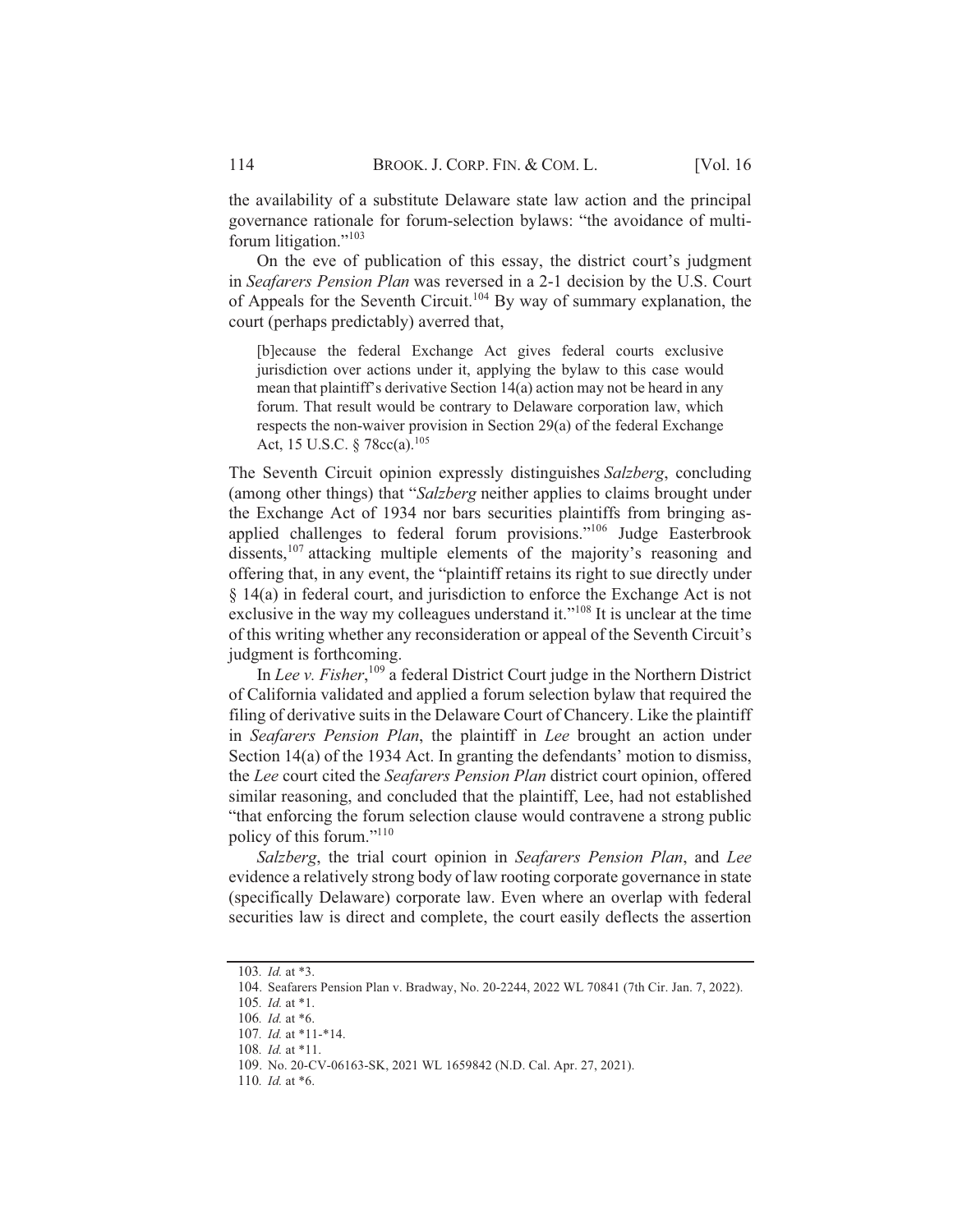the availability of a substitute Delaware state law action and the principal governance rationale for forum-selection bylaws: "the avoidance of multi-forum litigation."[103]

On the eve of publication of this essay, the district court's judgment in *Seafarers Pension Plan* was reversed in a 2-1 decision by the U.S. Court of Appeals for the Seventh Circuit.[104] By way of summary explanation, the court (perhaps predictably) averred that,

> [b]ecause the federal Exchange Act gives federal courts exclusive jurisdiction over actions under it, applying the bylaw to this case would mean that plaintiff's derivative Section 14(a) action may not be heard in any forum. That result would be contrary to Delaware corporation law, which respects the non-waiver provision in Section 29(a) of the federal Exchange Act, 15 U.S.C. § 78cc(a).[105]

The Seventh Circuit opinion expressly distinguishes *Salzberg*, concluding (among other things) that "*Salzberg* neither applies to claims brought under the Exchange Act of 1934 nor bars securities plaintiffs from bringing as-applied challenges to federal forum provisions."[106] Judge Easterbrook dissents,[107] attacking multiple elements of the majority's reasoning and offering that, in any event, the "plaintiff retains its right to sue directly under § 14(a) in federal court, and jurisdiction to enforce the Exchange Act is not exclusive in the way my colleagues understand it."[108] It is unclear at the time of this writing whether any reconsideration or appeal of the Seventh Circuit's judgment is forthcoming.

In *Lee v. Fisher*,[109] a federal District Court judge in the Northern District of California validated and applied a forum selection bylaw that required the filing of derivative suits in the Delaware Court of Chancery. Like the plaintiff in *Seafarers Pension Plan*, the plaintiff in *Lee* brought an action under Section 14(a) of the 1934 Act. In granting the defendants' motion to dismiss, the *Lee* court cited the *Seafarers Pension Plan* district court opinion, offered similar reasoning, and concluded that the plaintiff, Lee, had not established "that enforcing the forum selection clause would contravene a strong public policy of this forum."[110]

*Salzberg*, the trial court opinion in *Seafarers Pension Plan*, and *Lee* evidence a relatively strong body of law rooting corporate governance in state (specifically Delaware) corporate law. Even where an overlap with federal securities law is direct and complete, the court easily deflects the assertion

---

103. *Id.* at *3.

104. Seafarers Pension Plan v. Bradway, No. 20-2244, 2022 WL 70841 (7th Cir. Jan. 7, 2022).

105. *Id.* at *1.

106. *Id.* at *6.

107. *Id.* at *11-*14.

108. *Id.* at *11.

109. No. 20-CV-06163-SK, 2021 WL 1659842 (N.D. Cal. Apr. 27, 2021).

110. *Id.* at *6.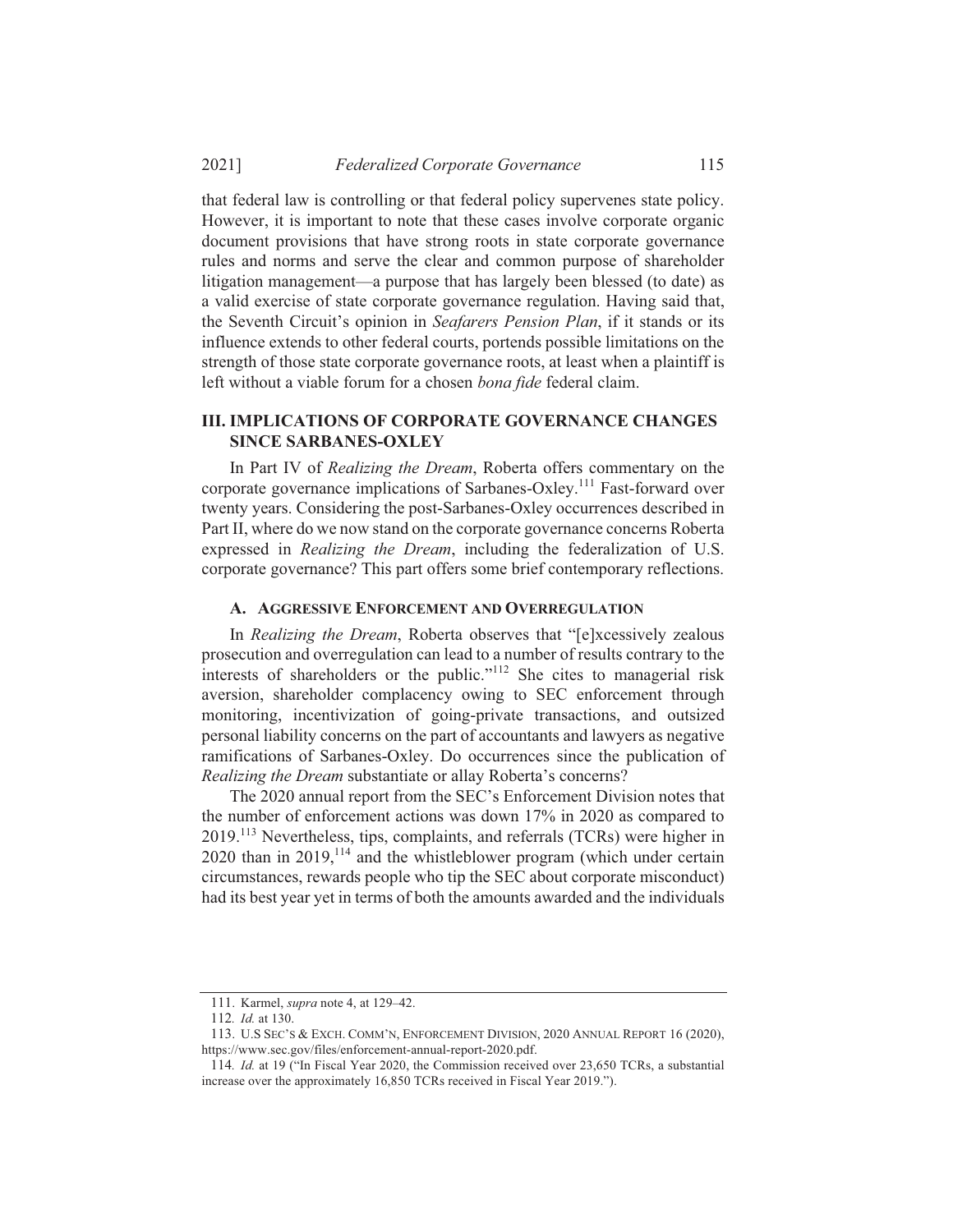that federal law is controlling or that federal policy supervenes state policy. However, it is important to note that these cases involve corporate organic document provisions that have strong roots in state corporate governance rules and norms and serve the clear and common purpose of shareholder litigation management—a purpose that has largely been blessed (to date) as a valid exercise of state corporate governance regulation. Having said that, the Seventh Circuit's opinion in *Seafarers Pension Plan*, if it stands or its influence extends to other federal courts, portends possible limitations on the strength of those state corporate governance roots, at least when a plaintiff is left without a viable forum for a chosen *bona fide* federal claim.

## III. IMPLICATIONS OF CORPORATE GOVERNANCE CHANGES SINCE SARBANES-OXLEY

In Part IV of *Realizing the Dream*, Roberta offers commentary on the corporate governance implications of Sarbanes-Oxley.[111] Fast-forward over twenty years. Considering the post-Sarbanes-Oxley occurrences described in Part II, where do we now stand on the corporate governance concerns Roberta expressed in *Realizing the Dream*, including the federalization of U.S. corporate governance? This part offers some brief contemporary reflections.

### A. AGGRESSIVE ENFORCEMENT AND OVERREGULATION

In *Realizing the Dream*, Roberta observes that "[e]xcessively zealous prosecution and overregulation can lead to a number of results contrary to the interests of shareholders or the public."[112] She cites to managerial risk aversion, shareholder complacency owing to SEC enforcement through monitoring, incentivization of going-private transactions, and outsized personal liability concerns on the part of accountants and lawyers as negative ramifications of Sarbanes-Oxley. Do occurrences since the publication of *Realizing the Dream* substantiate or allay Roberta's concerns?

The 2020 annual report from the SEC's Enforcement Division notes that the number of enforcement actions was down 17% in 2020 as compared to 2019.[113] Nevertheless, tips, complaints, and referrals (TCRs) were higher in 2020 than in 2019,[114] and the whistleblower program (which under certain circumstances, rewards people who tip the SEC about corporate misconduct) had its best year yet in terms of both the amounts awarded and the individuals

---

111. Karmel, *supra* note 4, at 129–42.

112. *Id.* at 130.

113. U.S SEC'S & EXCH. COMM'N, ENFORCEMENT DIVISION, 2020 ANNUAL REPORT 16 (2020), https://www.sec.gov/files/enforcement-annual-report-2020.pdf.

114. *Id.* at 19 ("In Fiscal Year 2020, the Commission received over 23,650 TCRs, a substantial increase over the approximately 16,850 TCRs received in Fiscal Year 2019.").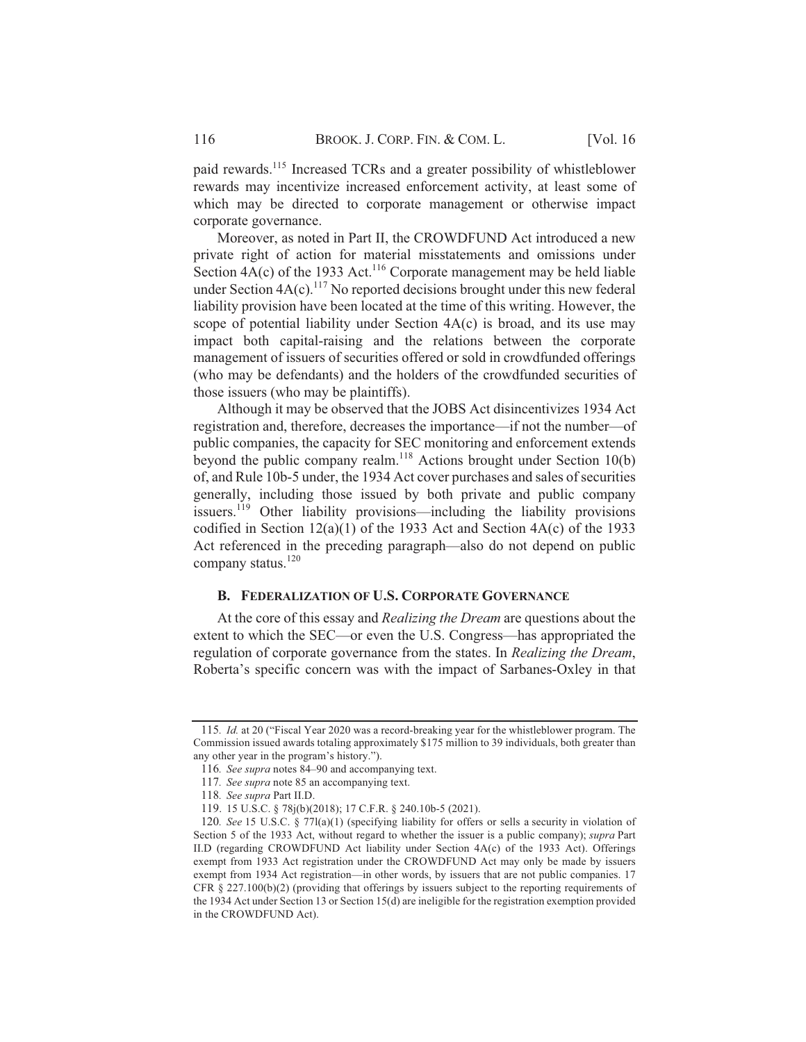paid rewards.[115] Increased TCRs and a greater possibility of whistleblower rewards may incentivize increased enforcement activity, at least some of which may be directed to corporate management or otherwise impact corporate governance.

Moreover, as noted in Part II, the CROWDFUND Act introduced a new private right of action for material misstatements and omissions under Section 4A(c) of the 1933 Act.[116] Corporate management may be held liable under Section 4A(c).[117] No reported decisions brought under this new federal liability provision have been located at the time of this writing. However, the scope of potential liability under Section 4A(c) is broad, and its use may impact both capital-raising and the relations between the corporate management of issuers of securities offered or sold in crowdfunded offerings (who may be defendants) and the holders of the crowdfunded securities of those issuers (who may be plaintiffs).

Although it may be observed that the JOBS Act disincentivizes 1934 Act registration and, therefore, decreases the importance—if not the number—of public companies, the capacity for SEC monitoring and enforcement extends beyond the public company realm.[118] Actions brought under Section 10(b) of, and Rule 10b-5 under, the 1934 Act cover purchases and sales of securities generally, including those issued by both private and public company issuers.[119] Other liability provisions—including the liability provisions codified in Section 12(a)(1) of the 1933 Act and Section 4A(c) of the 1933 Act referenced in the preceding paragraph—also do not depend on public company status.[120]

### B. FEDERALIZATION OF U.S. CORPORATE GOVERNANCE

At the core of this essay and *Realizing the Dream* are questions about the extent to which the SEC—or even the U.S. Congress—has appropriated the regulation of corporate governance from the states. In *Realizing the Dream*, Roberta's specific concern was with the impact of Sarbanes-Oxley in that

---

115. *Id.* at 20 ("Fiscal Year 2020 was a record-breaking year for the whistleblower program. The Commission issued awards totaling approximately $175 million to 39 individuals, both greater than any other year in the program's history.").

116. *See supra* notes 84–90 and accompanying text.

117. *See supra* note 85 an accompanying text.

118. *See supra* Part II.D.

119. 15 U.S.C. § 78j(b)(2018); 17 C.F.R. § 240.10b-5 (2021).

120. *See* 15 U.S.C. § 77l(a)(1) (specifying liability for offers or sells a security in violation of Section 5 of the 1933 Act, without regard to whether the issuer is a public company); *supra* Part II.D (regarding CROWDFUND Act liability under Section 4A(c) of the 1933 Act). Offerings exempt from 1933 Act registration under the CROWDFUND Act may only be made by issuers exempt from 1934 Act registration—in other words, by issuers that are not public companies. 17 CFR § 227.100(b)(2) (providing that offerings by issuers subject to the reporting requirements of the 1934 Act under Section 13 or Section 15(d) are ineligible for the registration exemption provided in the CROWDFUND Act).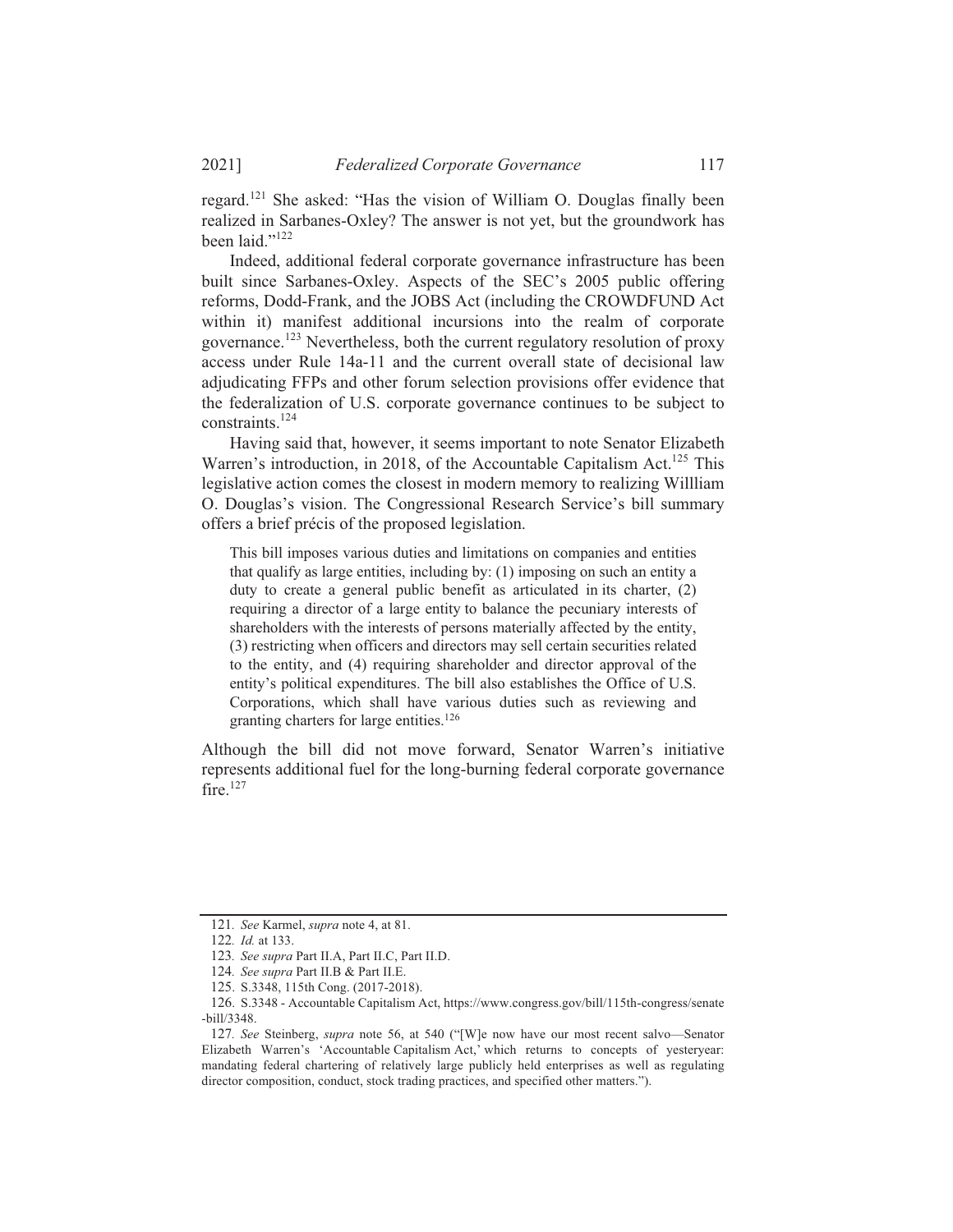regard.[121] She asked: "Has the vision of William O. Douglas finally been realized in Sarbanes-Oxley? The answer is not yet, but the groundwork has been laid."[122]

Indeed, additional federal corporate governance infrastructure has been built since Sarbanes-Oxley. Aspects of the SEC's 2005 public offering reforms, Dodd-Frank, and the JOBS Act (including the CROWDFUND Act within it) manifest additional incursions into the realm of corporate governance.[123] Nevertheless, both the current regulatory resolution of proxy access under Rule 14a-11 and the current overall state of decisional law adjudicating FFPs and other forum selection provisions offer evidence that the federalization of U.S. corporate governance continues to be subject to constraints.[124]

Having said that, however, it seems important to note Senator Elizabeth Warren's introduction, in 2018, of the Accountable Capitalism Act.[125] This legislative action comes the closest in modern memory to realizing Willliam O. Douglas's vision. The Congressional Research Service's bill summary offers a brief précis of the proposed legislation.

> This bill imposes various duties and limitations on companies and entities that qualify as large entities, including by: (1) imposing on such an entity a duty to create a general public benefit as articulated in its charter, (2) requiring a director of a large entity to balance the pecuniary interests of shareholders with the interests of persons materially affected by the entity, (3) restricting when officers and directors may sell certain securities related to the entity, and (4) requiring shareholder and director approval of the entity's political expenditures. The bill also establishes the Office of U.S. Corporations, which shall have various duties such as reviewing and granting charters for large entities.[126]

Although the bill did not move forward, Senator Warren's initiative represents additional fuel for the long-burning federal corporate governance fire.[127]

---

121. *See* Karmel, *supra* note 4, at 81.

122. *Id.* at 133.

123. *See supra* Part II.A, Part II.C, Part II.D.

124. *See supra* Part II.B & Part II.E.

125. S.3348, 115th Cong. (2017-2018).

126. S.3348 - Accountable Capitalism Act, https://www.congress.gov/bill/115th-congress/senate-bill/3348.

127. *See* Steinberg, *supra* note 56, at 540 ("[W]e now have our most recent salvo—Senator Elizabeth Warren's 'Accountable Capitalism Act,' which returns to concepts of yesteryear: mandating federal chartering of relatively large publicly held enterprises as well as regulating director composition, conduct, stock trading practices, and specified other matters.").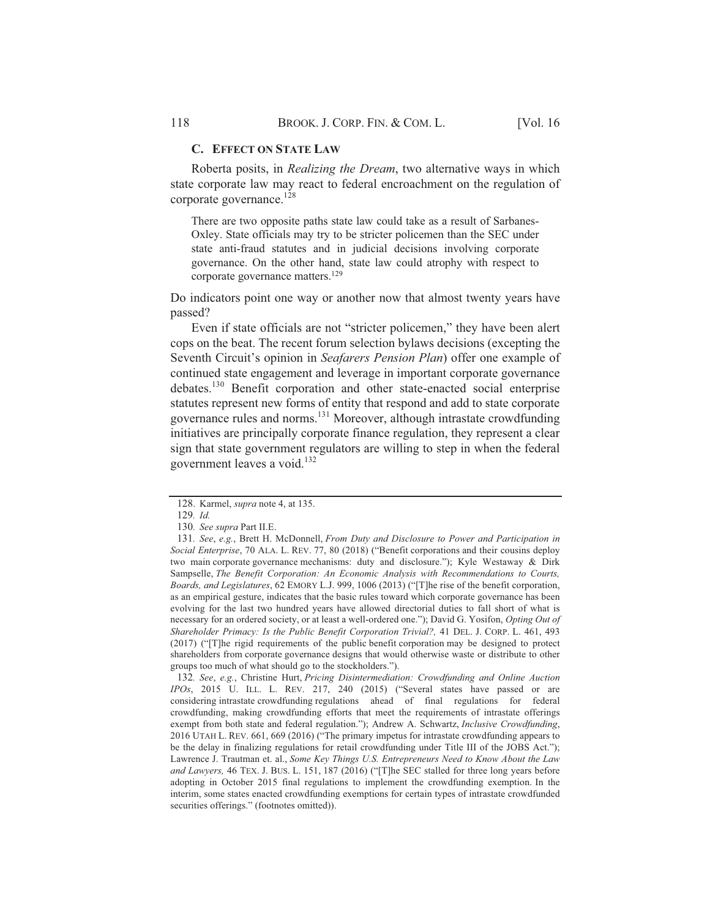### C. EFFECT ON STATE LAW

Roberta posits, in *Realizing the Dream*, two alternative ways in which state corporate law may react to federal encroachment on the regulation of corporate governance.[128]

> There are two opposite paths state law could take as a result of Sarbanes-Oxley. State officials may try to be stricter policemen than the SEC under state anti-fraud statutes and in judicial decisions involving corporate governance. On the other hand, state law could atrophy with respect to corporate governance matters.[129]

Do indicators point one way or another now that almost twenty years have passed?

Even if state officials are not "stricter policemen," they have been alert cops on the beat. The recent forum selection bylaws decisions (excepting the Seventh Circuit's opinion in *Seafarers Pension Plan*) offer one example of continued state engagement and leverage in important corporate governance debates.[130] Benefit corporation and other state-enacted social enterprise statutes represent new forms of entity that respond and add to state corporate governance rules and norms.[131] Moreover, although intrastate crowdfunding initiatives are principally corporate finance regulation, they represent a clear sign that state government regulators are willing to step in when the federal government leaves a void.[132]

---

128. Karmel, *supra* note 4, at 135.

129. *Id.*

130. *See supra* Part II.E.

131. *See*, *e.g.*, Brett H. McDonnell, *From Duty and Disclosure to Power and Participation in Social Enterprise*, 70 ALA. L. REV. 77, 80 (2018) ("Benefit corporations and their cousins deploy two main corporate governance mechanisms: duty and disclosure."); Kyle Westaway & Dirk Sampselle, *The Benefit Corporation: An Economic Analysis with Recommendations to Courts, Boards, and Legislatures*, 62 EMORY L.J. 999, 1006 (2013) ("[T]he rise of the benefit corporation, as an empirical gesture, indicates that the basic rules toward which corporate governance has been evolving for the last two hundred years have allowed directorial duties to fall short of what is necessary for an ordered society, or at least a well-ordered one."); David G. Yosifon, *Opting Out of Shareholder Primacy: Is the Public Benefit Corporation Trivial?,* 41 DEL. J. CORP. L. 461, 493 (2017) ("[T]he rigid requirements of the public benefit corporation may be designed to protect shareholders from corporate governance designs that would otherwise waste or distribute to other groups too much of what should go to the stockholders.").

132. *See*, *e.g.*, Christine Hurt, *Pricing Disintermediation: Crowdfunding and Online Auction IPOs*, 2015 U. ILL. L. REV. 217, 240 (2015) ("Several states have passed or are considering intrastate crowdfunding regulations ahead of final regulations for federal crowdfunding, making crowdfunding efforts that meet the requirements of intrastate offerings exempt from both state and federal regulation."); Andrew A. Schwartz, *Inclusive Crowdfunding*, 2016 UTAH L. REV. 661, 669 (2016) ("The primary impetus for intrastate crowdfunding appears to be the delay in finalizing regulations for retail crowdfunding under Title III of the JOBS Act."); Lawrence J. Trautman et. al., *Some Key Things U.S. Entrepreneurs Need to Know About the Law and Lawyers,* 46 TEX. J. BUS. L. 151, 187 (2016) ("[T]he SEC stalled for three long years before adopting in October 2015 final regulations to implement the crowdfunding exemption. In the interim, some states enacted crowdfunding exemptions for certain types of intrastate crowdfunded securities offerings." (footnotes omitted)).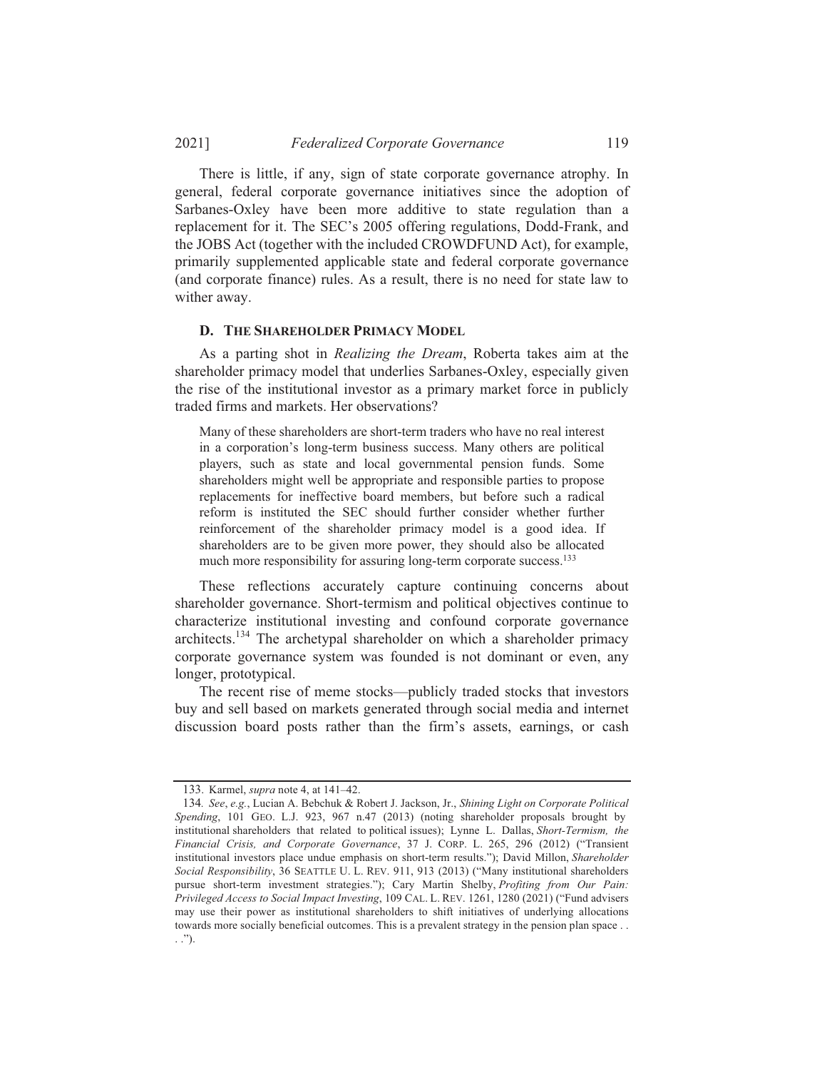There is little, if any, sign of state corporate governance atrophy. In general, federal corporate governance initiatives since the adoption of Sarbanes-Oxley have been more additive to state regulation than a replacement for it. The SEC's 2005 offering regulations, Dodd-Frank, and the JOBS Act (together with the included CROWDFUND Act), for example, primarily supplemented applicable state and federal corporate governance (and corporate finance) rules. As a result, there is no need for state law to wither away.

### D. THE SHAREHOLDER PRIMACY MODEL

As a parting shot in *Realizing the Dream*, Roberta takes aim at the shareholder primacy model that underlies Sarbanes-Oxley, especially given the rise of the institutional investor as a primary market force in publicly traded firms and markets. Her observations?

> Many of these shareholders are short-term traders who have no real interest in a corporation's long-term business success. Many others are political players, such as state and local governmental pension funds. Some shareholders might well be appropriate and responsible parties to propose replacements for ineffective board members, but before such a radical reform is instituted the SEC should further consider whether further reinforcement of the shareholder primacy model is a good idea. If shareholders are to be given more power, they should also be allocated much more responsibility for assuring long-term corporate success.[133]

These reflections accurately capture continuing concerns about shareholder governance. Short-termism and political objectives continue to characterize institutional investing and confound corporate governance architects.[134] The archetypal shareholder on which a shareholder primacy corporate governance system was founded is not dominant or even, any longer, prototypical.

The recent rise of meme stocks—publicly traded stocks that investors buy and sell based on markets generated through social media and internet discussion board posts rather than the firm's assets, earnings, or cash

---

133. Karmel, *supra* note 4, at 141–42.

134. *See*, *e.g.*, Lucian A. Bebchuk & Robert J. Jackson, Jr., *Shining Light on Corporate Political Spending*, 101 GEO. L.J. 923, 967 n.47 (2013) (noting shareholder proposals brought by institutional shareholders that related to political issues); Lynne L. Dallas, *Short-Termism, the Financial Crisis, and Corporate Governance*, 37 J. CORP. L. 265, 296 (2012) ("Transient institutional investors place undue emphasis on short-term results."); David Millon, *Shareholder Social Responsibility*, 36 SEATTLE U. L. REV. 911, 913 (2013) ("Many institutional shareholders pursue short-term investment strategies."); Cary Martin Shelby, *Profiting from Our Pain: Privileged Access to Social Impact Investing*, 109 CAL. L. REV. 1261, 1280 (2021) ("Fund advisers may use their power as institutional shareholders to shift initiatives of underlying allocations towards more socially beneficial outcomes. This is a prevalent strategy in the pension plan space . . . .").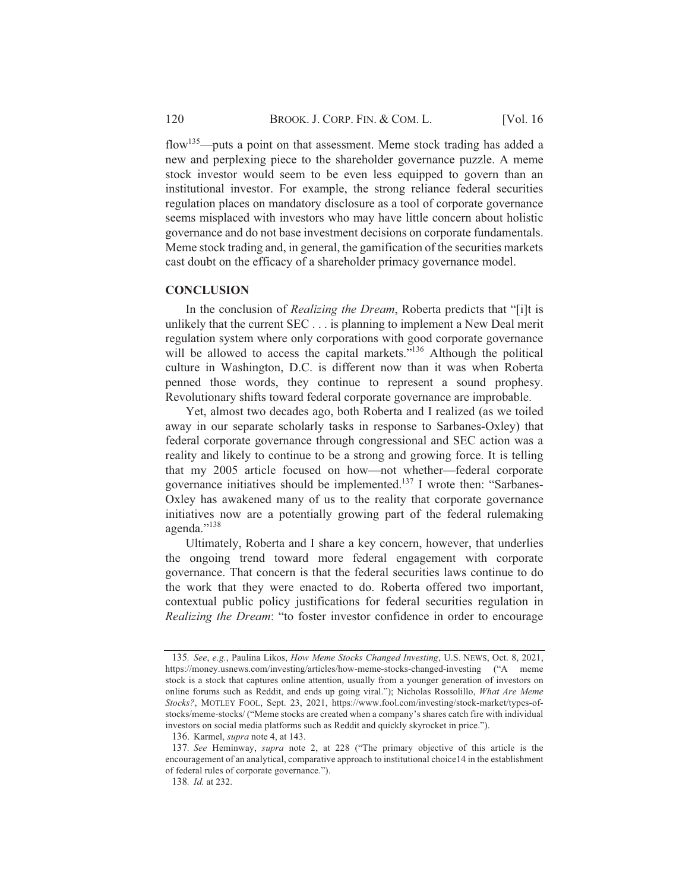flow[135]—puts a point on that assessment. Meme stock trading has added a new and perplexing piece to the shareholder governance puzzle. A meme stock investor would seem to be even less equipped to govern than an institutional investor. For example, the strong reliance federal securities regulation places on mandatory disclosure as a tool of corporate governance seems misplaced with investors who may have little concern about holistic governance and do not base investment decisions on corporate fundamentals. Meme stock trading and, in general, the gamification of the securities markets cast doubt on the efficacy of a shareholder primacy governance model.

## CONCLUSION

In the conclusion of *Realizing the Dream*, Roberta predicts that "[i]t is unlikely that the current SEC . . . is planning to implement a New Deal merit regulation system where only corporations with good corporate governance will be allowed to access the capital markets."[136] Although the political culture in Washington, D.C. is different now than it was when Roberta penned those words, they continue to represent a sound prophesy. Revolutionary shifts toward federal corporate governance are improbable.

Yet, almost two decades ago, both Roberta and I realized (as we toiled away in our separate scholarly tasks in response to Sarbanes-Oxley) that federal corporate governance through congressional and SEC action was a reality and likely to continue to be a strong and growing force. It is telling that my 2005 article focused on how—not whether—federal corporate governance initiatives should be implemented.[137] I wrote then: "Sarbanes-Oxley has awakened many of us to the reality that corporate governance initiatives now are a potentially growing part of the federal rulemaking agenda."[138]

Ultimately, Roberta and I share a key concern, however, that underlies the ongoing trend toward more federal engagement with corporate governance. That concern is that the federal securities laws continue to do the work that they were enacted to do. Roberta offered two important, contextual public policy justifications for federal securities regulation in *Realizing the Dream*: "to foster investor confidence in order to encourage

---

135. *See*, *e.g.*, Paulina Likos, *How Meme Stocks Changed Investing*, U.S. NEWS, Oct. 8, 2021, https://money.usnews.com/investing/articles/how-meme-stocks-changed-investing ("A meme stock is a stock that captures online attention, usually from a younger generation of investors on online forums such as Reddit, and ends up going viral."); Nicholas Rossolillo, *What Are Meme Stocks?*, MOTLEY FOOL, Sept. 23, 2021, https://www.fool.com/investing/stock-market/types-of-stocks/meme-stocks/ ("Meme stocks are created when a company's shares catch fire with individual investors on social media platforms such as Reddit and quickly skyrocket in price.").

136. Karmel, *supra* note 4, at 143.

137. *See* Heminway, *supra* note 2, at 228 ("The primary objective of this article is the encouragement of an analytical, comparative approach to institutional choice14 in the establishment of federal rules of corporate governance.").

138. *Id.* at 232.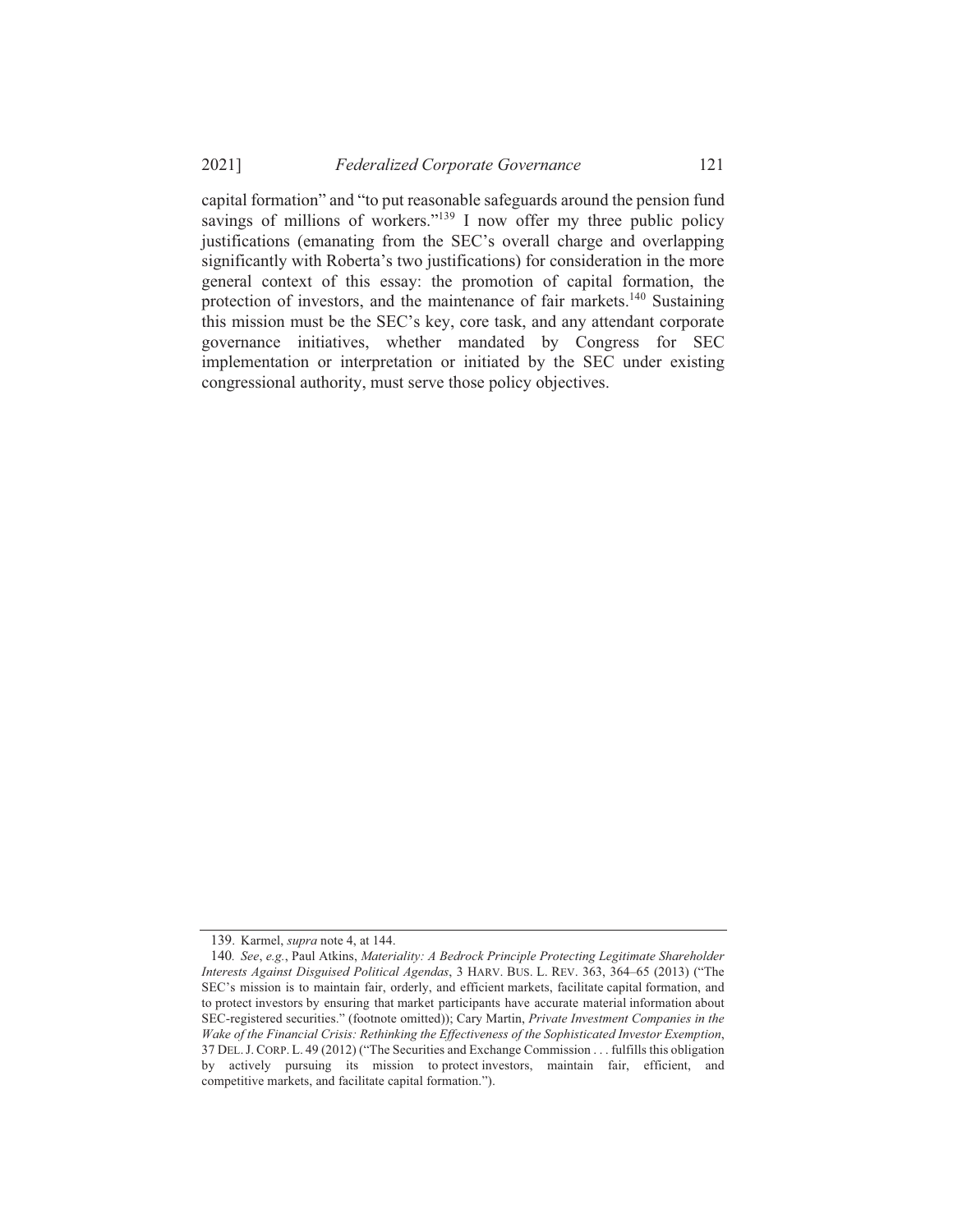capital formation" and "to put reasonable safeguards around the pension fund savings of millions of workers."[139] I now offer my three public policy justifications (emanating from the SEC's overall charge and overlapping significantly with Roberta's two justifications) for consideration in the more general context of this essay: the promotion of capital formation, the protection of investors, and the maintenance of fair markets.[140] Sustaining this mission must be the SEC's key, core task, and any attendant corporate governance initiatives, whether mandated by Congress for SEC implementation or interpretation or initiated by the SEC under existing congressional authority, must serve those policy objectives.

---

139. Karmel, *supra* note 4, at 144.

140. *See*, *e.g.*, Paul Atkins, *Materiality: A Bedrock Principle Protecting Legitimate Shareholder Interests Against Disguised Political Agendas*, 3 HARV. BUS. L. REV. 363, 364–65 (2013) ("The SEC's mission is to maintain fair, orderly, and efficient markets, facilitate capital formation, and to protect investors by ensuring that market participants have accurate material information about SEC-registered securities." (footnote omitted)); Cary Martin, *Private Investment Companies in the Wake of the Financial Crisis: Rethinking the Effectiveness of the Sophisticated Investor Exemption*, 37 DEL. J. CORP. L. 49 (2012) ("The Securities and Exchange Commission . . . fulfills this obligation by actively pursuing its mission to protect investors, maintain fair, efficient, and competitive markets, and facilitate capital formation.").